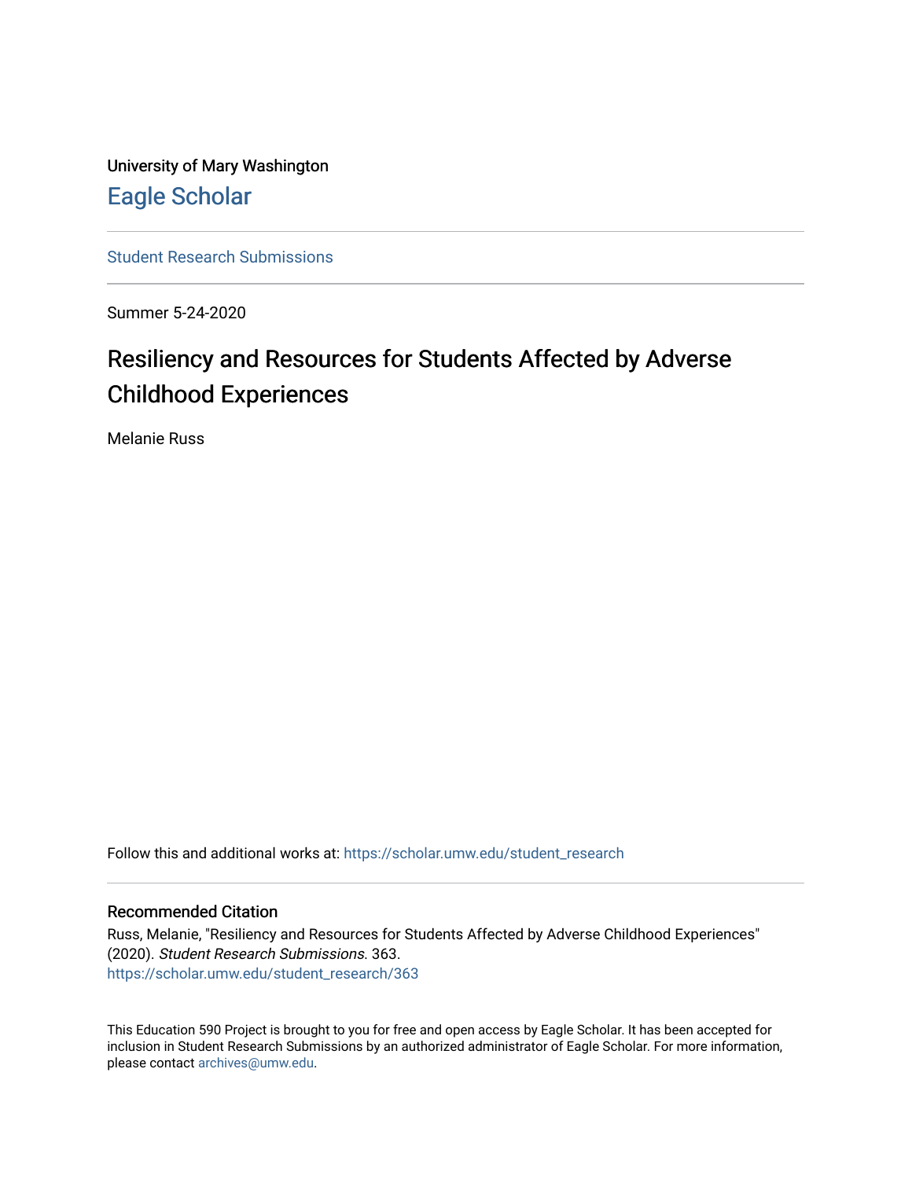University of Mary Washington

Eagle Scholar

Student Research Submissions

Summer 5-24-2020

# Resiliency and Resources for Students Affected by Adverse Childhood Experiences

Melanie Russ

Follow this and additional works at: https://scholar.umw.edu/student_research

## Recommended Citation

Russ, Melanie, "Resiliency and Resources for Students Affected by Adverse Childhood Experiences" (2020). *Student Research Submissions*. 363.
https://scholar.umw.edu/student_research/363

This Education 590 Project is brought to you for free and open access by Eagle Scholar. It has been accepted for inclusion in Student Research Submissions by an authorized administrator of Eagle Scholar. For more information, please contact archives@umw.edu.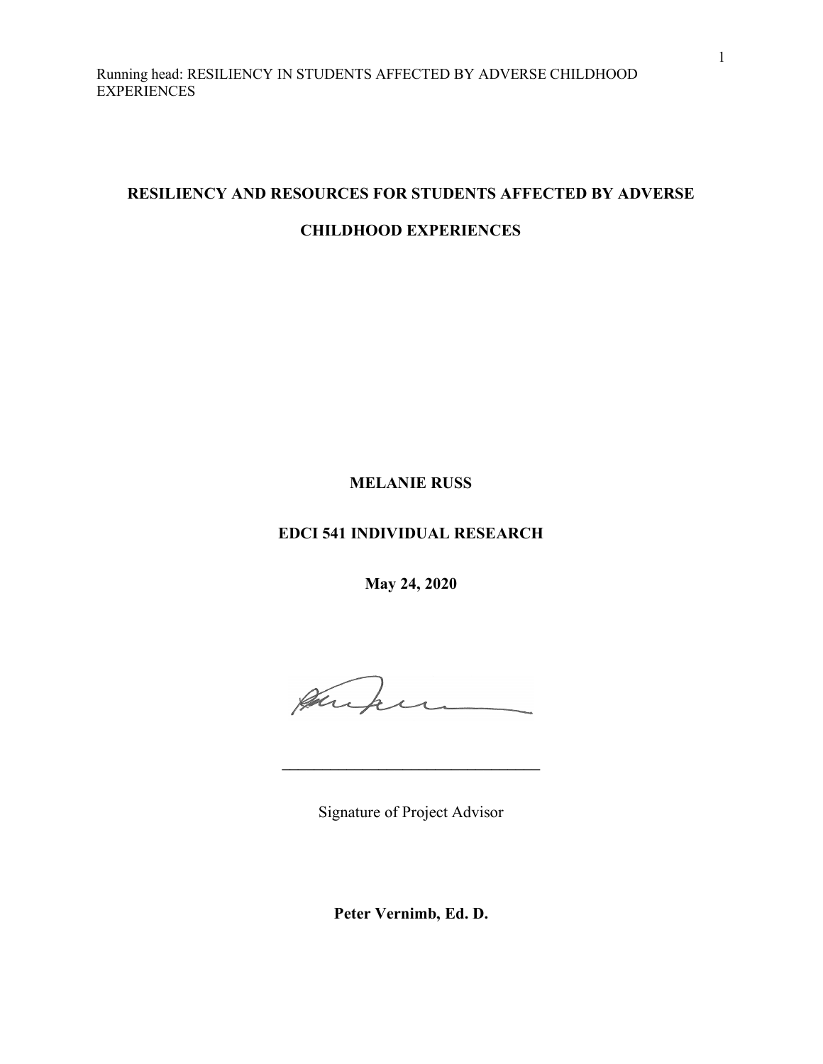# RESILIENCY AND RESOURCES FOR STUDENTS AFFECTED BY ADVERSE CHILDHOOD EXPERIENCES

**MELANIE RUSS**

**EDCI 541 INDIVIDUAL RESEARCH**

**May 24, 2020**

_______________________________

Signature of Project Advisor

**Peter Vernimb, Ed. D.**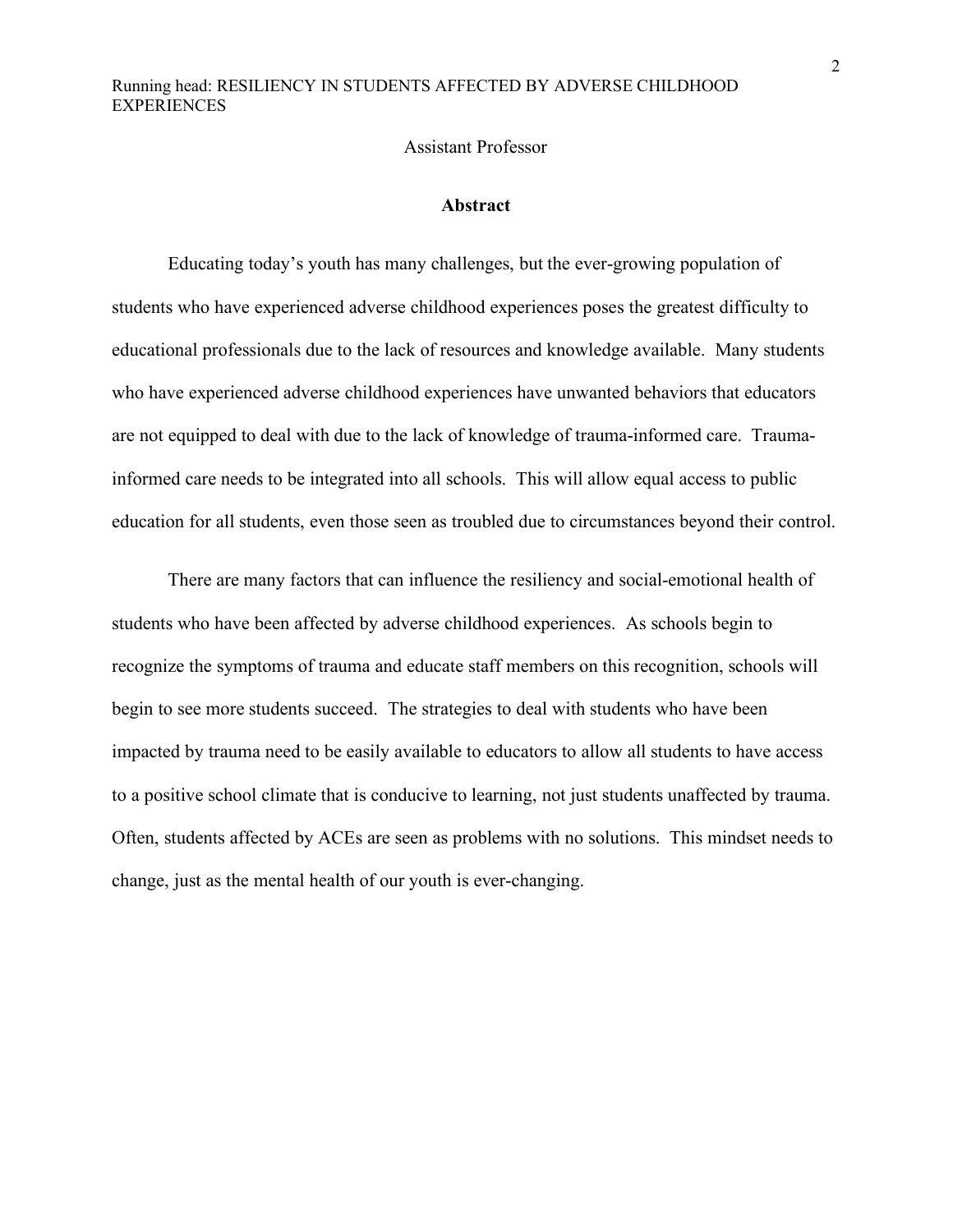Assistant Professor

## Abstract

Educating today's youth has many challenges, but the ever-growing population of students who have experienced adverse childhood experiences poses the greatest difficulty to educational professionals due to the lack of resources and knowledge available. Many students who have experienced adverse childhood experiences have unwanted behaviors that educators are not equipped to deal with due to the lack of knowledge of trauma-informed care. Trauma-informed care needs to be integrated into all schools. This will allow equal access to public education for all students, even those seen as troubled due to circumstances beyond their control.

There are many factors that can influence the resiliency and social-emotional health of students who have been affected by adverse childhood experiences. As schools begin to recognize the symptoms of trauma and educate staff members on this recognition, schools will begin to see more students succeed. The strategies to deal with students who have been impacted by trauma need to be easily available to educators to allow all students to have access to a positive school climate that is conducive to learning, not just students unaffected by trauma. Often, students affected by ACEs are seen as problems with no solutions. This mindset needs to change, just as the mental health of our youth is ever-changing.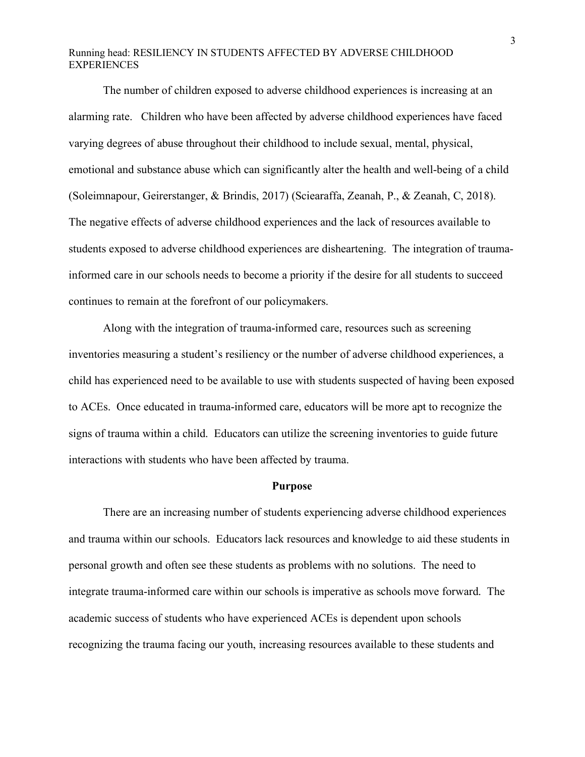The number of children exposed to adverse childhood experiences is increasing at an alarming rate. Children who have been affected by adverse childhood experiences have faced varying degrees of abuse throughout their childhood to include sexual, mental, physical, emotional and substance abuse which can significantly alter the health and well-being of a child (Soleimnapour, Geirerstanger, & Brindis, 2017) (Sciearaffa, Zeanah, P., & Zeanah, C, 2018). The negative effects of adverse childhood experiences and the lack of resources available to students exposed to adverse childhood experiences are disheartening. The integration of trauma-informed care in our schools needs to become a priority if the desire for all students to succeed continues to remain at the forefront of our policymakers.

Along with the integration of trauma-informed care, resources such as screening inventories measuring a student's resiliency or the number of adverse childhood experiences, a child has experienced need to be available to use with students suspected of having been exposed to ACEs. Once educated in trauma-informed care, educators will be more apt to recognize the signs of trauma within a child. Educators can utilize the screening inventories to guide future interactions with students who have been affected by trauma.

## Purpose

There are an increasing number of students experiencing adverse childhood experiences and trauma within our schools. Educators lack resources and knowledge to aid these students in personal growth and often see these students as problems with no solutions. The need to integrate trauma-informed care within our schools is imperative as schools move forward. The academic success of students who have experienced ACEs is dependent upon schools recognizing the trauma facing our youth, increasing resources available to these students and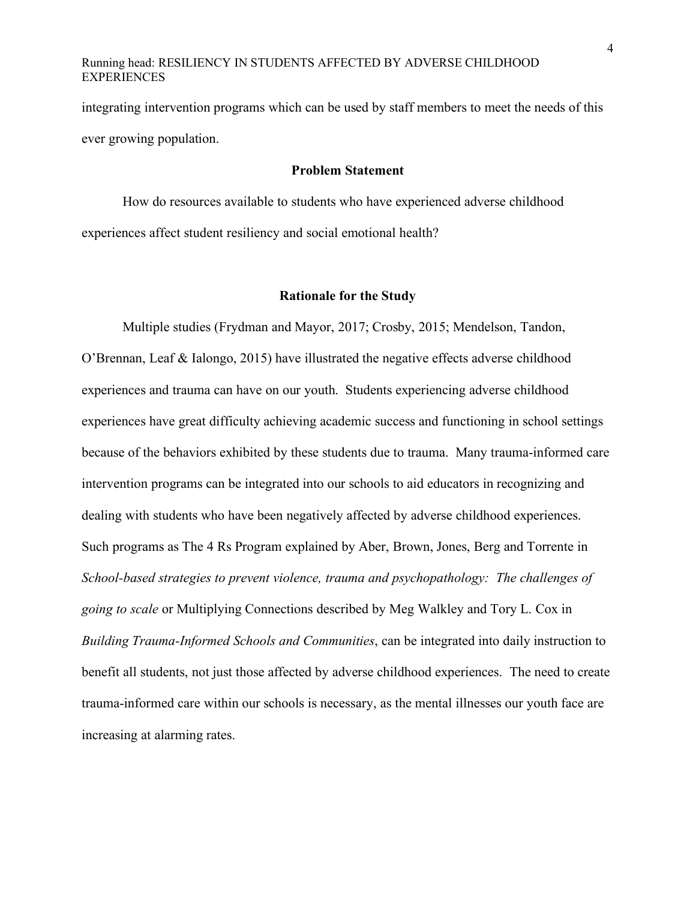integrating intervention programs which can be used by staff members to meet the needs of this ever growing population.

## Problem Statement

How do resources available to students who have experienced adverse childhood experiences affect student resiliency and social emotional health?

## Rationale for the Study

Multiple studies (Frydman and Mayor, 2017; Crosby, 2015; Mendelson, Tandon, O'Brennan, Leaf & Ialongo, 2015) have illustrated the negative effects adverse childhood experiences and trauma can have on our youth. Students experiencing adverse childhood experiences have great difficulty achieving academic success and functioning in school settings because of the behaviors exhibited by these students due to trauma. Many trauma-informed care intervention programs can be integrated into our schools to aid educators in recognizing and dealing with students who have been negatively affected by adverse childhood experiences. Such programs as The 4 Rs Program explained by Aber, Brown, Jones, Berg and Torrente in *School-based strategies to prevent violence, trauma and psychopathology: The challenges of going to scale* or Multiplying Connections described by Meg Walkley and Tory L. Cox in *Building Trauma-Informed Schools and Communities*, can be integrated into daily instruction to benefit all students, not just those affected by adverse childhood experiences. The need to create trauma-informed care within our schools is necessary, as the mental illnesses our youth face are increasing at alarming rates.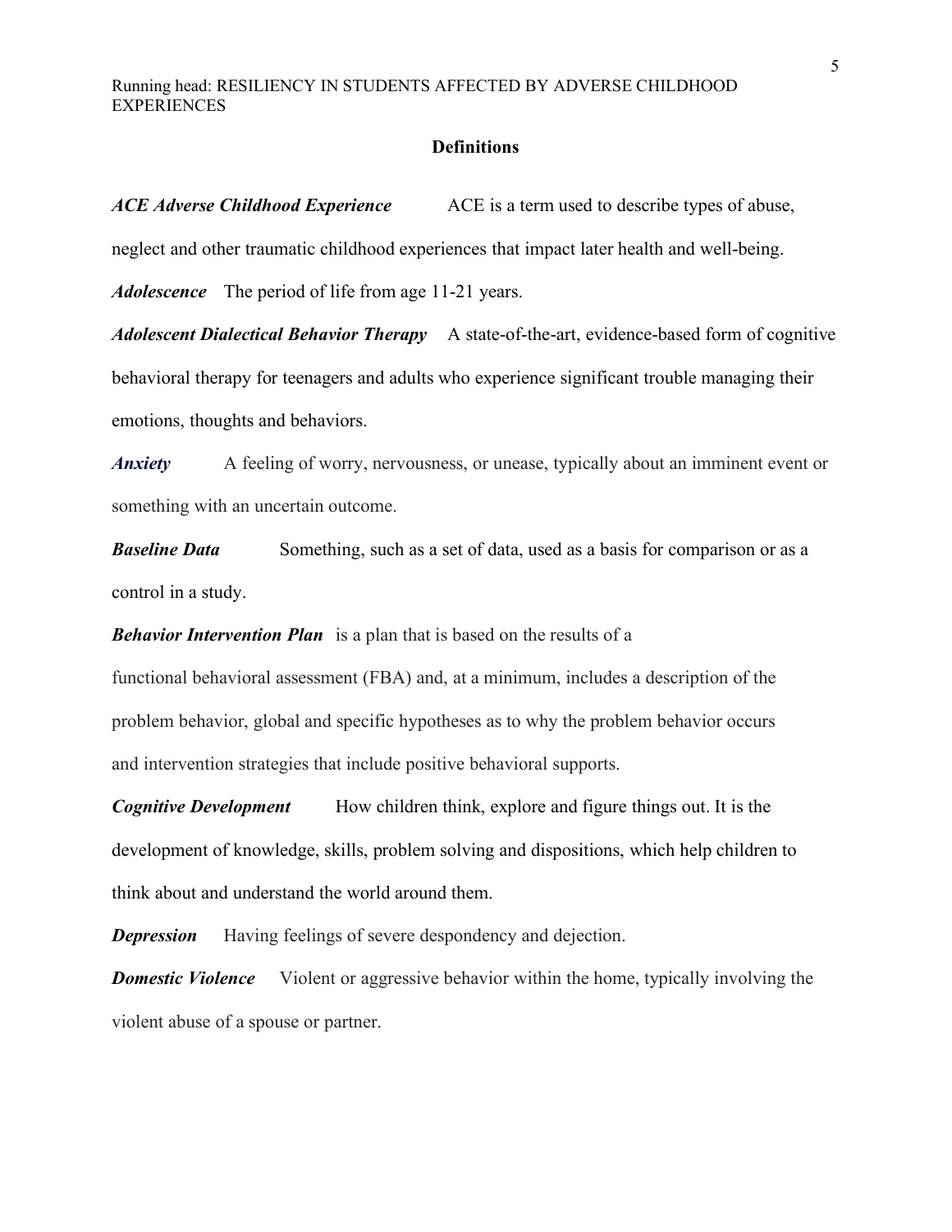## Definitions

***ACE Adverse Childhood Experience*** ACE is a term used to describe types of abuse, neglect and other traumatic childhood experiences that impact later health and well-being.

***Adolescence*** The period of life from age 11-21 years.

***Adolescent Dialectical Behavior Therapy*** A state-of-the-art, evidence-based form of cognitive behavioral therapy for teenagers and adults who experience significant trouble managing their emotions, thoughts and behaviors.

***Anxiety*** A feeling of worry, nervousness, or unease, typically about an imminent event or something with an uncertain outcome.

***Baseline Data*** Something, such as a set of data, used as a basis for comparison or as a control in a study.

***Behavior Intervention Plan*** is a plan that is based on the results of a functional behavioral assessment (FBA) and, at a minimum, includes a description of the problem behavior, global and specific hypotheses as to why the problem behavior occurs and intervention strategies that include positive behavioral supports.

***Cognitive Development*** How children think, explore and figure things out. It is the development of knowledge, skills, problem solving and dispositions, which help children to think about and understand the world around them.

***Depression*** Having feelings of severe despondency and dejection.

***Domestic Violence*** Violent or aggressive behavior within the home, typically involving the violent abuse of a spouse or partner.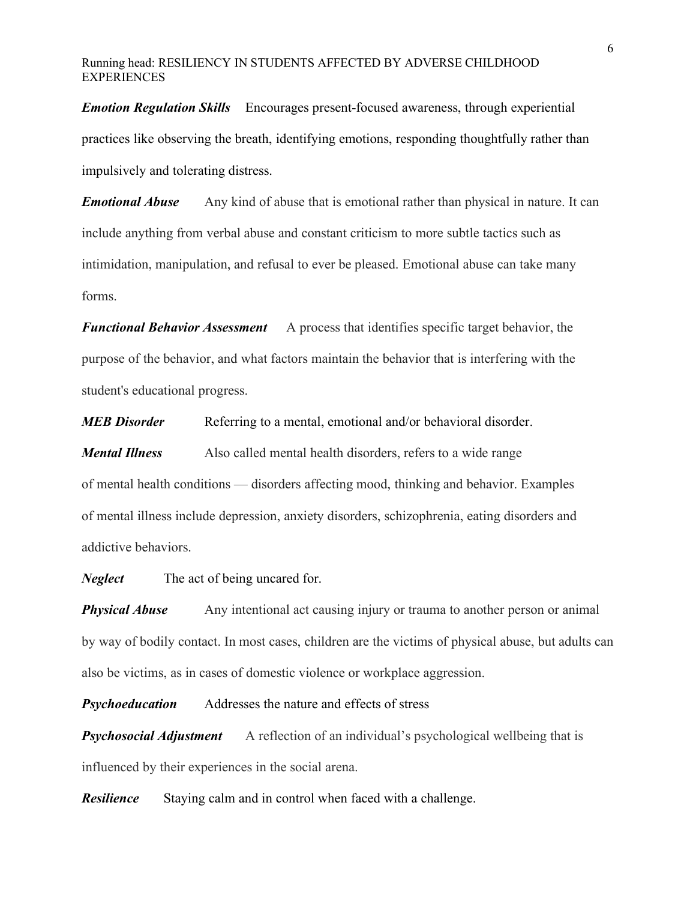***Emotion Regulation Skills*** Encourages present-focused awareness, through experiential practices like observing the breath, identifying emotions, responding thoughtfully rather than impulsively and tolerating distress.

***Emotional Abuse*** Any kind of abuse that is emotional rather than physical in nature. It can include anything from verbal abuse and constant criticism to more subtle tactics such as intimidation, manipulation, and refusal to ever be pleased. Emotional abuse can take many forms.

***Functional Behavior Assessment*** A process that identifies specific target behavior, the purpose of the behavior, and what factors maintain the behavior that is interfering with the student's educational progress.

***MEB Disorder*** Referring to a mental, emotional and/or behavioral disorder.

***Mental Illness*** Also called mental health disorders, refers to a wide range of mental health conditions — disorders affecting mood, thinking and behavior. Examples of mental illness include depression, anxiety disorders, schizophrenia, eating disorders and addictive behaviors.

***Neglect*** The act of being uncared for.

***Physical Abuse*** Any intentional act causing injury or trauma to another person or animal by way of bodily contact. In most cases, children are the victims of physical abuse, but adults can also be victims, as in cases of domestic violence or workplace aggression.

***Psychoeducation*** Addresses the nature and effects of stress

***Psychosocial Adjustment*** A reflection of an individual's psychological wellbeing that is influenced by their experiences in the social arena.

***Resilience*** Staying calm and in control when faced with a challenge.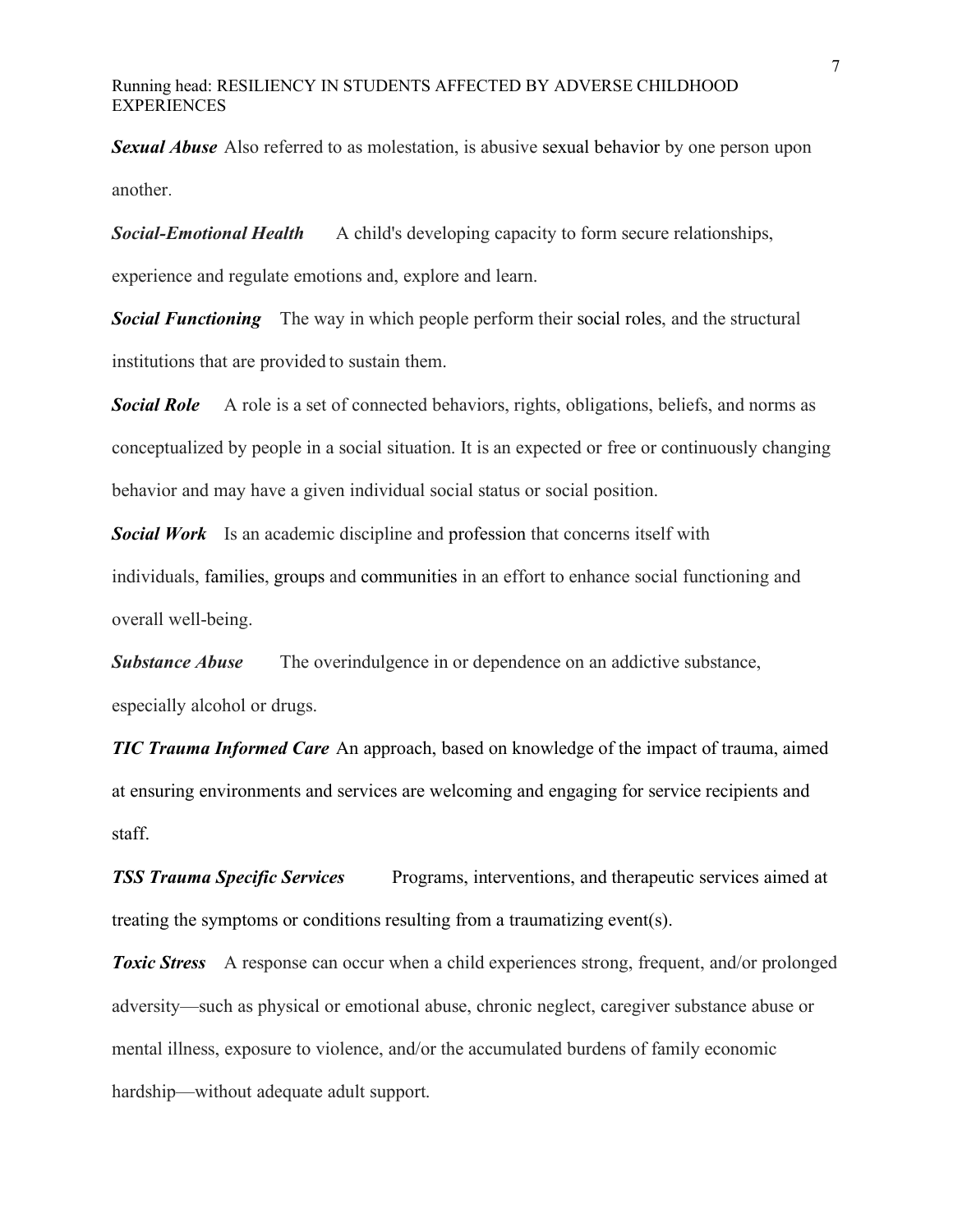***Sexual Abuse*** Also referred to as molestation, is abusive sexual behavior by one person upon another.

***Social-Emotional Health*** A child's developing capacity to form secure relationships, experience and regulate emotions and, explore and learn.

***Social Functioning*** The way in which people perform their social roles, and the structural institutions that are provided to sustain them.

***Social Role*** A role is a set of connected behaviors, rights, obligations, beliefs, and norms as conceptualized by people in a social situation. It is an expected or free or continuously changing behavior and may have a given individual social status or social position.

***Social Work*** Is an academic discipline and profession that concerns itself with individuals, families, groups and communities in an effort to enhance social functioning and overall well-being.

***Substance Abuse*** The overindulgence in or dependence on an addictive substance, especially alcohol or drugs.

***TIC Trauma Informed Care*** An approach, based on knowledge of the impact of trauma, aimed at ensuring environments and services are welcoming and engaging for service recipients and staff.

***TSS Trauma Specific Services*** Programs, interventions, and therapeutic services aimed at treating the symptoms or conditions resulting from a traumatizing event(s).

***Toxic Stress*** A response can occur when a child experiences strong, frequent, and/or prolonged adversity—such as physical or emotional abuse, chronic neglect, caregiver substance abuse or mental illness, exposure to violence, and/or the accumulated burdens of family economic hardship—without adequate adult support.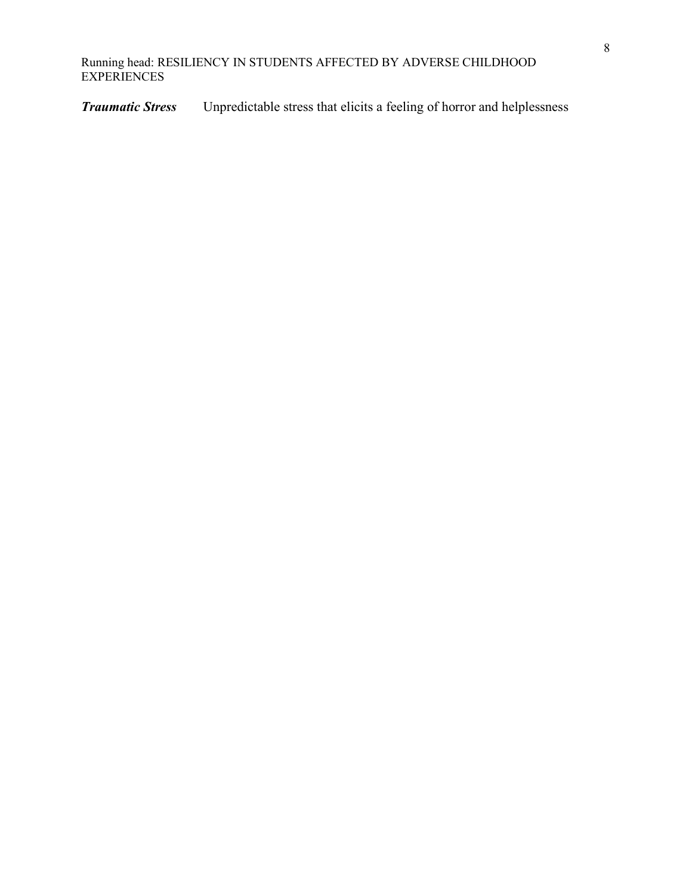***Traumatic Stress*** Unpredictable stress that elicits a feeling of horror and helplessness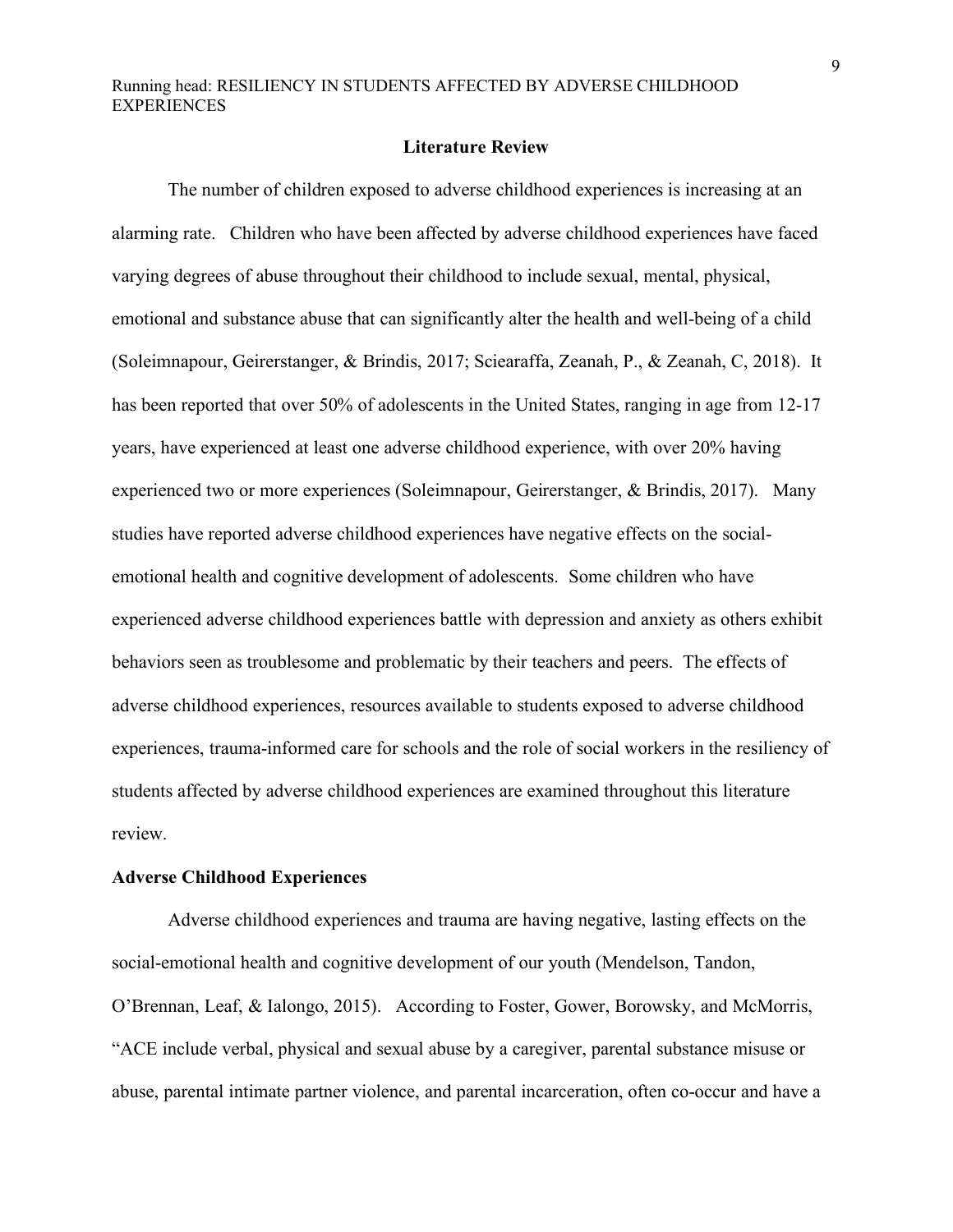## Literature Review

The number of children exposed to adverse childhood experiences is increasing at an alarming rate. Children who have been affected by adverse childhood experiences have faced varying degrees of abuse throughout their childhood to include sexual, mental, physical, emotional and substance abuse that can significantly alter the health and well-being of a child (Soleimnapour, Geirerstanger, & Brindis, 2017; Sciearaffa, Zeanah, P., & Zeanah, C, 2018). It has been reported that over 50% of adolescents in the United States, ranging in age from 12-17 years, have experienced at least one adverse childhood experience, with over 20% having experienced two or more experiences (Soleimnapour, Geirerstanger, & Brindis, 2017). Many studies have reported adverse childhood experiences have negative effects on the social-emotional health and cognitive development of adolescents. Some children who have experienced adverse childhood experiences battle with depression and anxiety as others exhibit behaviors seen as troublesome and problematic by their teachers and peers. The effects of adverse childhood experiences, resources available to students exposed to adverse childhood experiences, trauma-informed care for schools and the role of social workers in the resiliency of students affected by adverse childhood experiences are examined throughout this literature review.

### Adverse Childhood Experiences

Adverse childhood experiences and trauma are having negative, lasting effects on the social-emotional health and cognitive development of our youth (Mendelson, Tandon, O'Brennan, Leaf, & Ialongo, 2015). According to Foster, Gower, Borowsky, and McMorris, "ACE include verbal, physical and sexual abuse by a caregiver, parental substance misuse or abuse, parental intimate partner violence, and parental incarceration, often co-occur and have a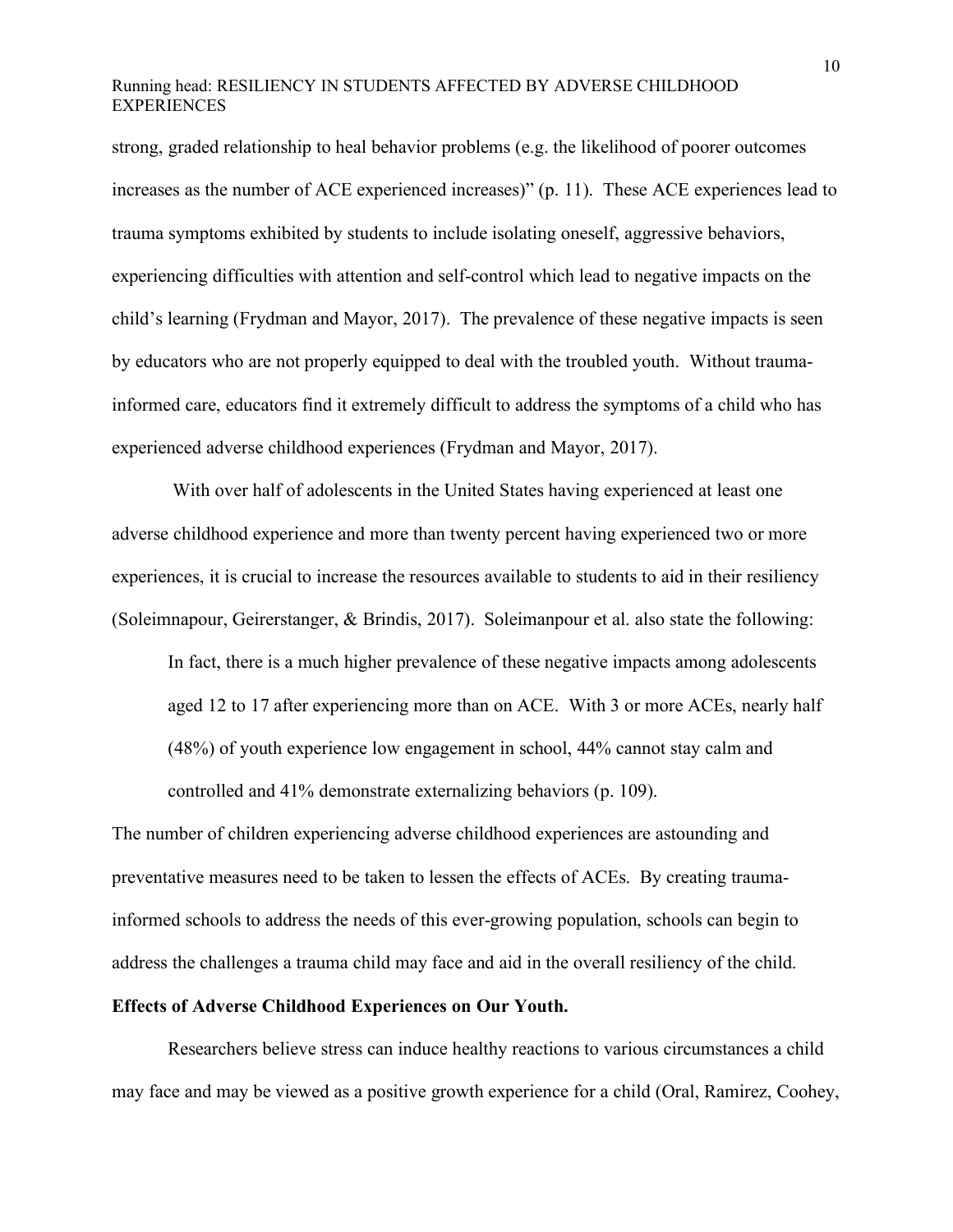strong, graded relationship to heal behavior problems (e.g. the likelihood of poorer outcomes increases as the number of ACE experienced increases)" (p. 11). These ACE experiences lead to trauma symptoms exhibited by students to include isolating oneself, aggressive behaviors, experiencing difficulties with attention and self-control which lead to negative impacts on the child's learning (Frydman and Mayor, 2017). The prevalence of these negative impacts is seen by educators who are not properly equipped to deal with the troubled youth. Without trauma-informed care, educators find it extremely difficult to address the symptoms of a child who has experienced adverse childhood experiences (Frydman and Mayor, 2017).

With over half of adolescents in the United States having experienced at least one adverse childhood experience and more than twenty percent having experienced two or more experiences, it is crucial to increase the resources available to students to aid in their resiliency (Soleimnapour, Geirerstanger, & Brindis, 2017). Soleimanpour et al. also state the following:

> In fact, there is a much higher prevalence of these negative impacts among adolescents aged 12 to 17 after experiencing more than on ACE. With 3 or more ACEs, nearly half (48%) of youth experience low engagement in school, 44% cannot stay calm and controlled and 41% demonstrate externalizing behaviors (p. 109).

The number of children experiencing adverse childhood experiences are astounding and preventative measures need to be taken to lessen the effects of ACEs. By creating trauma-informed schools to address the needs of this ever-growing population, schools can begin to address the challenges a trauma child may face and aid in the overall resiliency of the child.

**Effects of Adverse Childhood Experiences on Our Youth.**

Researchers believe stress can induce healthy reactions to various circumstances a child may face and may be viewed as a positive growth experience for a child (Oral, Ramirez, Coohey,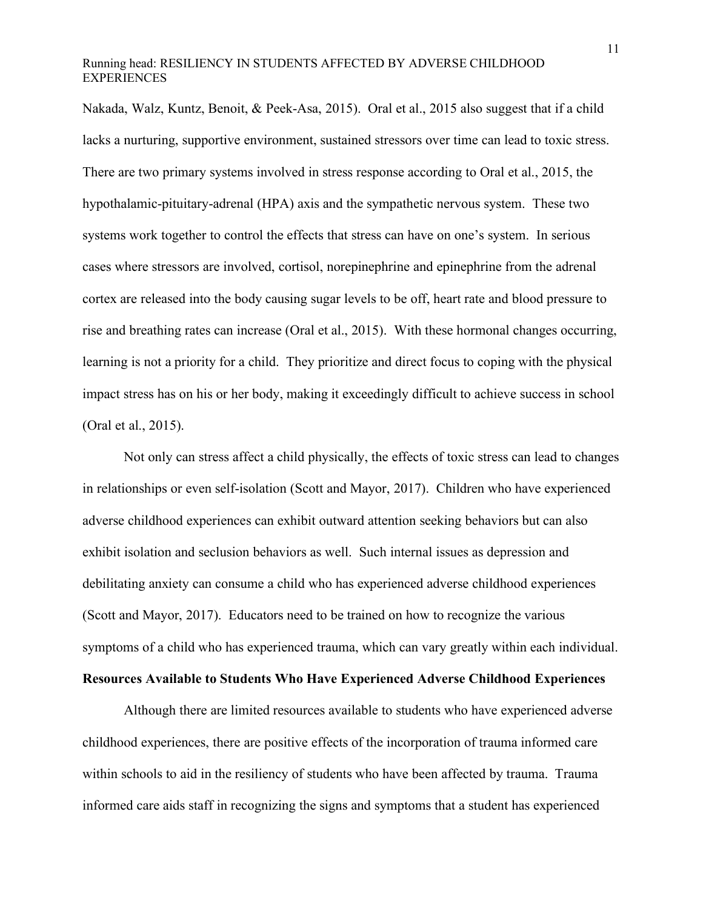Nakada, Walz, Kuntz, Benoit, & Peek-Asa, 2015). Oral et al., 2015 also suggest that if a child lacks a nurturing, supportive environment, sustained stressors over time can lead to toxic stress. There are two primary systems involved in stress response according to Oral et al., 2015, the hypothalamic-pituitary-adrenal (HPA) axis and the sympathetic nervous system. These two systems work together to control the effects that stress can have on one's system. In serious cases where stressors are involved, cortisol, norepinephrine and epinephrine from the adrenal cortex are released into the body causing sugar levels to be off, heart rate and blood pressure to rise and breathing rates can increase (Oral et al., 2015). With these hormonal changes occurring, learning is not a priority for a child. They prioritize and direct focus to coping with the physical impact stress has on his or her body, making it exceedingly difficult to achieve success in school (Oral et al., 2015).

Not only can stress affect a child physically, the effects of toxic stress can lead to changes in relationships or even self-isolation (Scott and Mayor, 2017). Children who have experienced adverse childhood experiences can exhibit outward attention seeking behaviors but can also exhibit isolation and seclusion behaviors as well. Such internal issues as depression and debilitating anxiety can consume a child who has experienced adverse childhood experiences (Scott and Mayor, 2017). Educators need to be trained on how to recognize the various symptoms of a child who has experienced trauma, which can vary greatly within each individual.

## Resources Available to Students Who Have Experienced Adverse Childhood Experiences

Although there are limited resources available to students who have experienced adverse childhood experiences, there are positive effects of the incorporation of trauma informed care within schools to aid in the resiliency of students who have been affected by trauma. Trauma informed care aids staff in recognizing the signs and symptoms that a student has experienced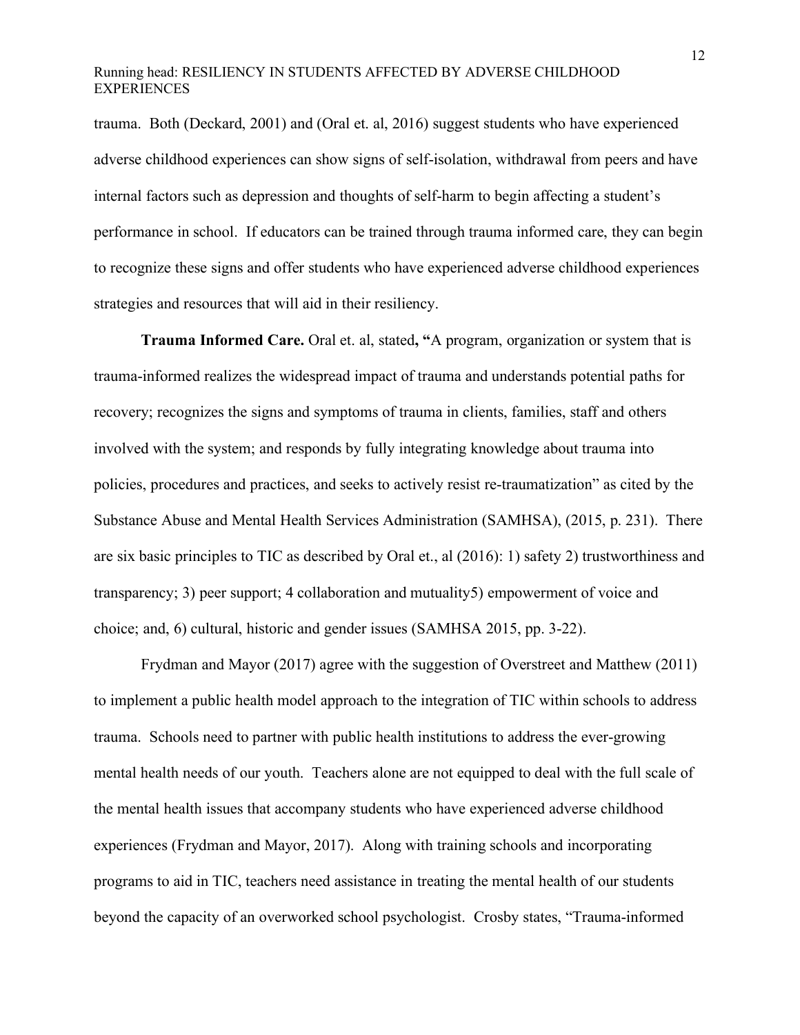trauma. Both (Deckard, 2001) and (Oral et. al, 2016) suggest students who have experienced adverse childhood experiences can show signs of self-isolation, withdrawal from peers and have internal factors such as depression and thoughts of self-harm to begin affecting a student's performance in school. If educators can be trained through trauma informed care, they can begin to recognize these signs and offer students who have experienced adverse childhood experiences strategies and resources that will aid in their resiliency.

**Trauma Informed Care.** Oral et. al, stated**, "**A program, organization or system that is trauma-informed realizes the widespread impact of trauma and understands potential paths for recovery; recognizes the signs and symptoms of trauma in clients, families, staff and others involved with the system; and responds by fully integrating knowledge about trauma into policies, procedures and practices, and seeks to actively resist re-traumatization" as cited by the Substance Abuse and Mental Health Services Administration (SAMHSA), (2015, p. 231). There are six basic principles to TIC as described by Oral et., al (2016): 1) safety 2) trustworthiness and transparency; 3) peer support; 4 collaboration and mutuality5) empowerment of voice and choice; and, 6) cultural, historic and gender issues (SAMHSA 2015, pp. 3-22).

Frydman and Mayor (2017) agree with the suggestion of Overstreet and Matthew (2011) to implement a public health model approach to the integration of TIC within schools to address trauma. Schools need to partner with public health institutions to address the ever-growing mental health needs of our youth. Teachers alone are not equipped to deal with the full scale of the mental health issues that accompany students who have experienced adverse childhood experiences (Frydman and Mayor, 2017). Along with training schools and incorporating programs to aid in TIC, teachers need assistance in treating the mental health of our students beyond the capacity of an overworked school psychologist. Crosby states, "Trauma-informed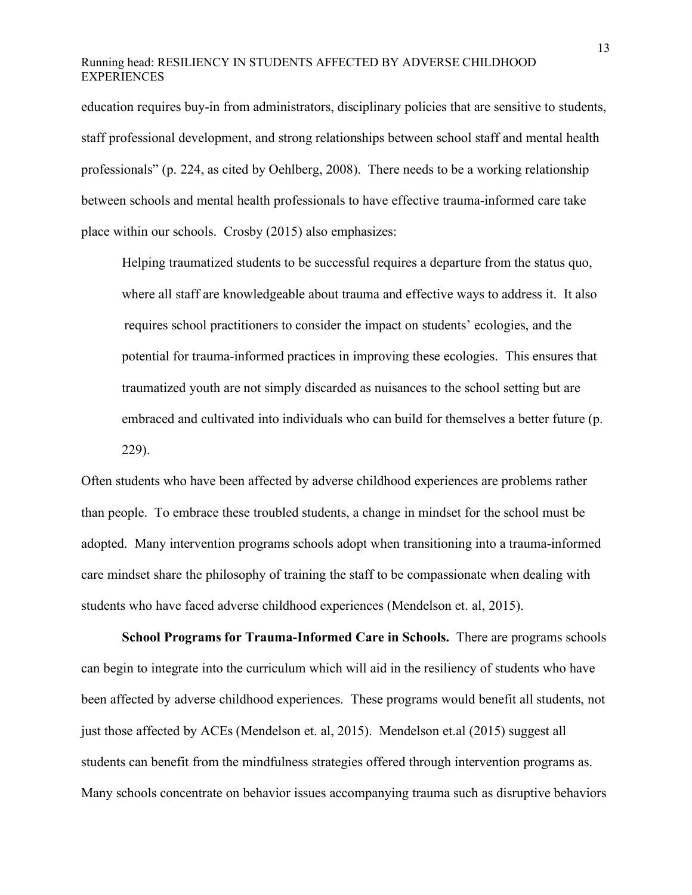education requires buy-in from administrators, disciplinary policies that are sensitive to students, staff professional development, and strong relationships between school staff and mental health professionals" (p. 224, as cited by Oehlberg, 2008). There needs to be a working relationship between schools and mental health professionals to have effective trauma-informed care take place within our schools. Crosby (2015) also emphasizes:

> Helping traumatized students to be successful requires a departure from the status quo, where all staff are knowledgeable about trauma and effective ways to address it. It also requires school practitioners to consider the impact on students' ecologies, and the potential for trauma-informed practices in improving these ecologies. This ensures that traumatized youth are not simply discarded as nuisances to the school setting but are embraced and cultivated into individuals who can build for themselves a better future (p. 229).

Often students who have been affected by adverse childhood experiences are problems rather than people. To embrace these troubled students, a change in mindset for the school must be adopted. Many intervention programs schools adopt when transitioning into a trauma-informed care mindset share the philosophy of training the staff to be compassionate when dealing with students who have faced adverse childhood experiences (Mendelson et. al, 2015).

**School Programs for Trauma-Informed Care in Schools.** There are programs schools can begin to integrate into the curriculum which will aid in the resiliency of students who have been affected by adverse childhood experiences. These programs would benefit all students, not just those affected by ACEs (Mendelson et. al, 2015). Mendelson et.al (2015) suggest all students can benefit from the mindfulness strategies offered through intervention programs as. Many schools concentrate on behavior issues accompanying trauma such as disruptive behaviors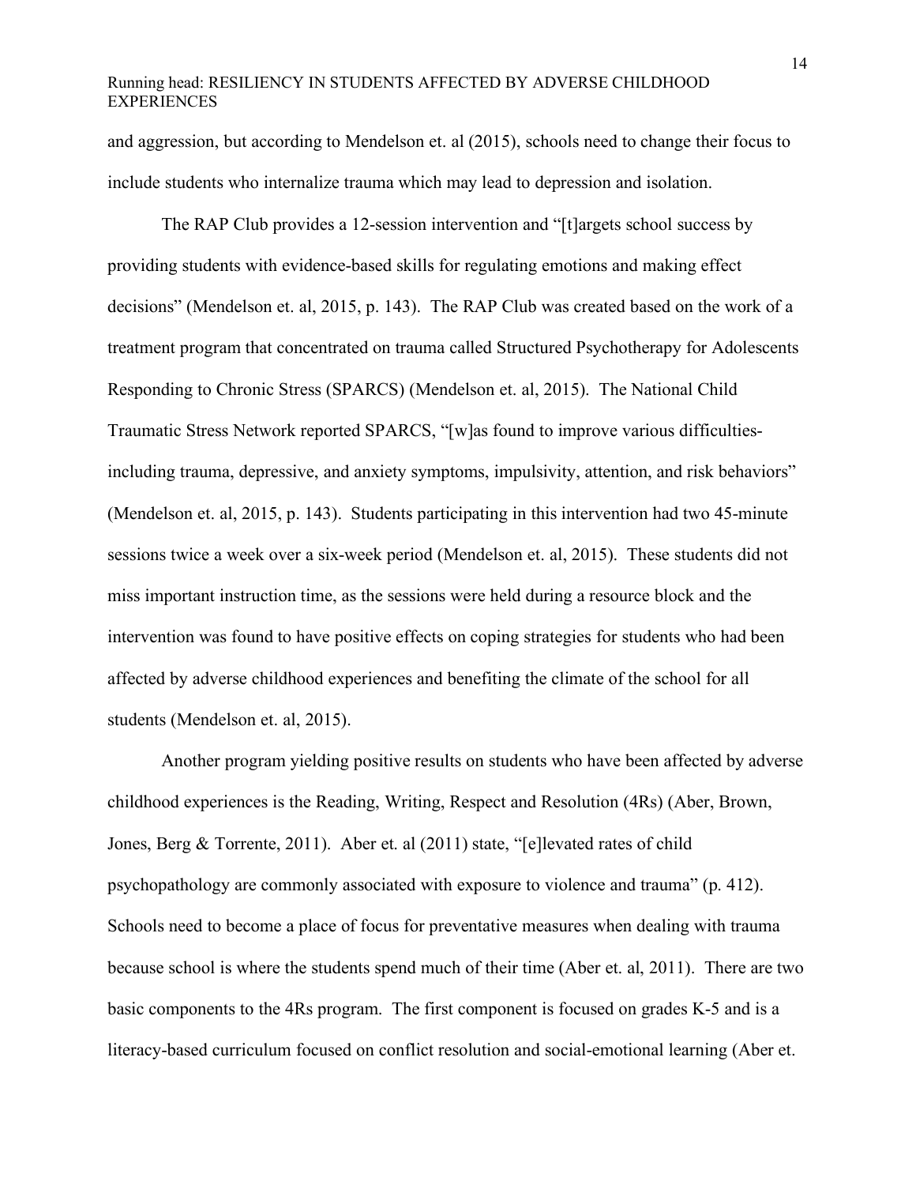and aggression, but according to Mendelson et. al (2015), schools need to change their focus to include students who internalize trauma which may lead to depression and isolation.

The RAP Club provides a 12-session intervention and "[t]argets school success by providing students with evidence-based skills for regulating emotions and making effect decisions" (Mendelson et. al, 2015, p. 143). The RAP Club was created based on the work of a treatment program that concentrated on trauma called Structured Psychotherapy for Adolescents Responding to Chronic Stress (SPARCS) (Mendelson et. al, 2015). The National Child Traumatic Stress Network reported SPARCS, "[w]as found to improve various difficulties-including trauma, depressive, and anxiety symptoms, impulsivity, attention, and risk behaviors" (Mendelson et. al, 2015, p. 143). Students participating in this intervention had two 45-minute sessions twice a week over a six-week period (Mendelson et. al, 2015). These students did not miss important instruction time, as the sessions were held during a resource block and the intervention was found to have positive effects on coping strategies for students who had been affected by adverse childhood experiences and benefiting the climate of the school for all students (Mendelson et. al, 2015).

Another program yielding positive results on students who have been affected by adverse childhood experiences is the Reading, Writing, Respect and Resolution (4Rs) (Aber, Brown, Jones, Berg & Torrente, 2011). Aber et. al (2011) state, "[e]levated rates of child psychopathology are commonly associated with exposure to violence and trauma" (p. 412). Schools need to become a place of focus for preventative measures when dealing with trauma because school is where the students spend much of their time (Aber et. al, 2011). There are two basic components to the 4Rs program. The first component is focused on grades K-5 and is a literacy-based curriculum focused on conflict resolution and social-emotional learning (Aber et.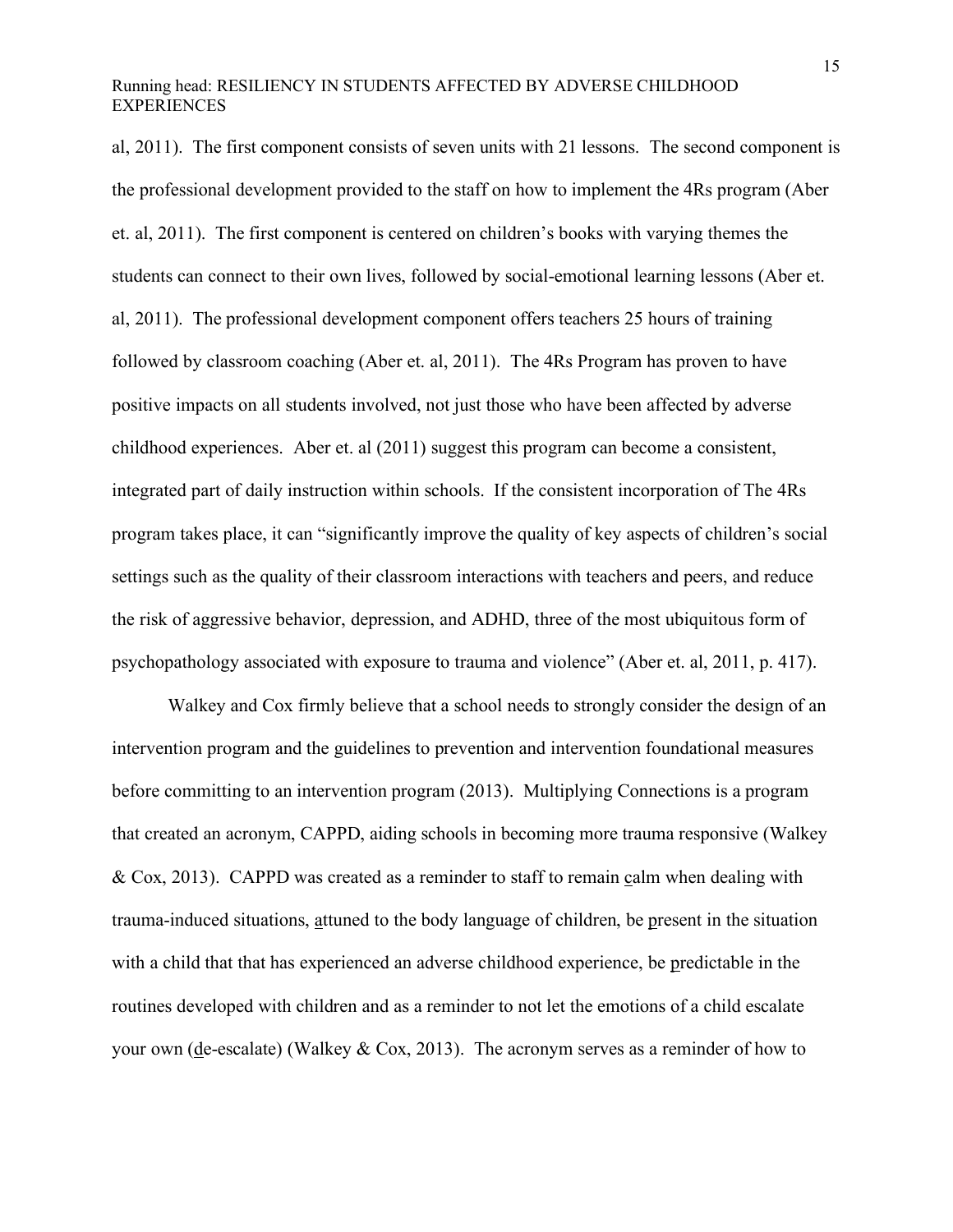al, 2011). The first component consists of seven units with 21 lessons. The second component is the professional development provided to the staff on how to implement the 4Rs program (Aber et. al, 2011). The first component is centered on children's books with varying themes the students can connect to their own lives, followed by social-emotional learning lessons (Aber et. al, 2011). The professional development component offers teachers 25 hours of training followed by classroom coaching (Aber et. al, 2011). The 4Rs Program has proven to have positive impacts on all students involved, not just those who have been affected by adverse childhood experiences. Aber et. al (2011) suggest this program can become a consistent, integrated part of daily instruction within schools. If the consistent incorporation of The 4Rs program takes place, it can "significantly improve the quality of key aspects of children's social settings such as the quality of their classroom interactions with teachers and peers, and reduce the risk of aggressive behavior, depression, and ADHD, three of the most ubiquitous form of psychopathology associated with exposure to trauma and violence" (Aber et. al, 2011, p. 417).

Walkey and Cox firmly believe that a school needs to strongly consider the design of an intervention program and the guidelines to prevention and intervention foundational measures before committing to an intervention program (2013). Multiplying Connections is a program that created an acronym, CAPPD, aiding schools in becoming more trauma responsive (Walkey & Cox, 2013). CAPPD was created as a reminder to staff to remain calm when dealing with trauma-induced situations, attuned to the body language of children, be present in the situation with a child that that has experienced an adverse childhood experience, be predictable in the routines developed with children and as a reminder to not let the emotions of a child escalate your own (de-escalate) (Walkey & Cox, 2013). The acronym serves as a reminder of how to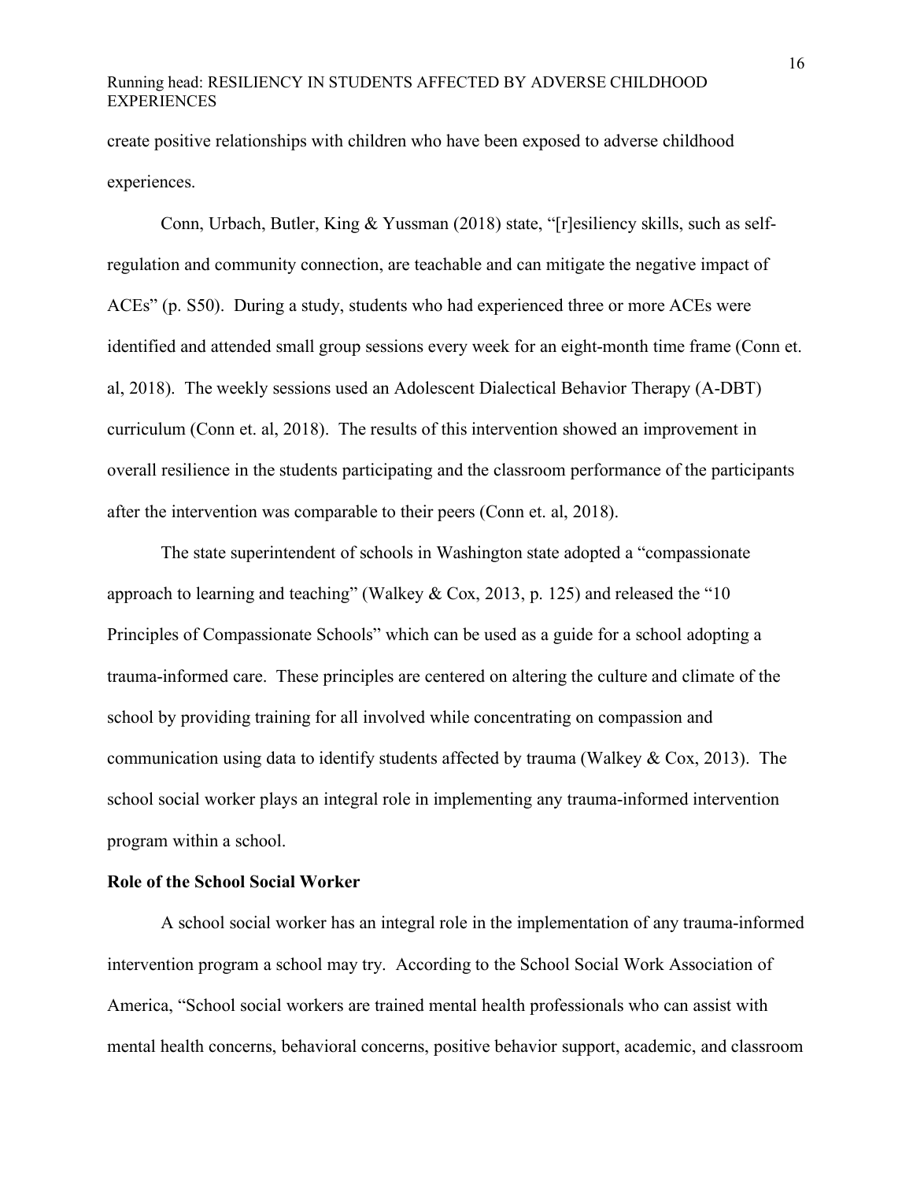create positive relationships with children who have been exposed to adverse childhood experiences.

Conn, Urbach, Butler, King & Yussman (2018) state, "[r]esiliency skills, such as self-regulation and community connection, are teachable and can mitigate the negative impact of ACEs" (p. S50). During a study, students who had experienced three or more ACEs were identified and attended small group sessions every week for an eight-month time frame (Conn et. al, 2018). The weekly sessions used an Adolescent Dialectical Behavior Therapy (A-DBT) curriculum (Conn et. al, 2018). The results of this intervention showed an improvement in overall resilience in the students participating and the classroom performance of the participants after the intervention was comparable to their peers (Conn et. al, 2018).

The state superintendent of schools in Washington state adopted a "compassionate approach to learning and teaching" (Walkey & Cox, 2013, p. 125) and released the "10 Principles of Compassionate Schools" which can be used as a guide for a school adopting a trauma-informed care. These principles are centered on altering the culture and climate of the school by providing training for all involved while concentrating on compassion and communication using data to identify students affected by trauma (Walkey & Cox, 2013). The school social worker plays an integral role in implementing any trauma-informed intervention program within a school.

## Role of the School Social Worker

A school social worker has an integral role in the implementation of any trauma-informed intervention program a school may try. According to the School Social Work Association of America, "School social workers are trained mental health professionals who can assist with mental health concerns, behavioral concerns, positive behavior support, academic, and classroom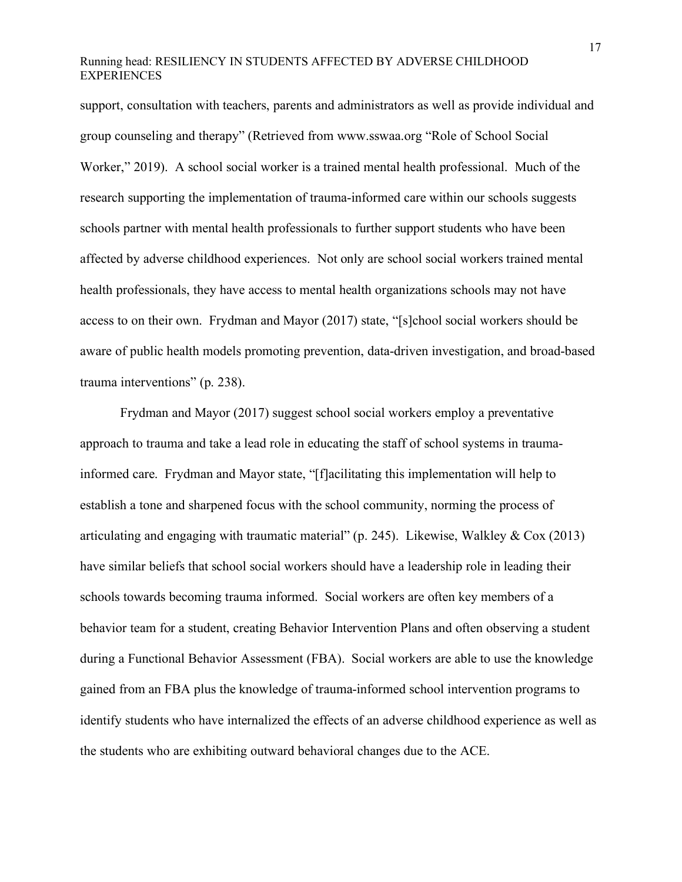support, consultation with teachers, parents and administrators as well as provide individual and group counseling and therapy" (Retrieved from www.sswaa.org "Role of School Social Worker," 2019). A school social worker is a trained mental health professional. Much of the research supporting the implementation of trauma-informed care within our schools suggests schools partner with mental health professionals to further support students who have been affected by adverse childhood experiences. Not only are school social workers trained mental health professionals, they have access to mental health organizations schools may not have access to on their own. Frydman and Mayor (2017) state, "[s]chool social workers should be aware of public health models promoting prevention, data-driven investigation, and broad-based trauma interventions" (p. 238).

Frydman and Mayor (2017) suggest school social workers employ a preventative approach to trauma and take a lead role in educating the staff of school systems in trauma-informed care. Frydman and Mayor state, "[f]acilitating this implementation will help to establish a tone and sharpened focus with the school community, norming the process of articulating and engaging with traumatic material" (p. 245). Likewise, Walkley & Cox (2013) have similar beliefs that school social workers should have a leadership role in leading their schools towards becoming trauma informed. Social workers are often key members of a behavior team for a student, creating Behavior Intervention Plans and often observing a student during a Functional Behavior Assessment (FBA). Social workers are able to use the knowledge gained from an FBA plus the knowledge of trauma-informed school intervention programs to identify students who have internalized the effects of an adverse childhood experience as well as the students who are exhibiting outward behavioral changes due to the ACE.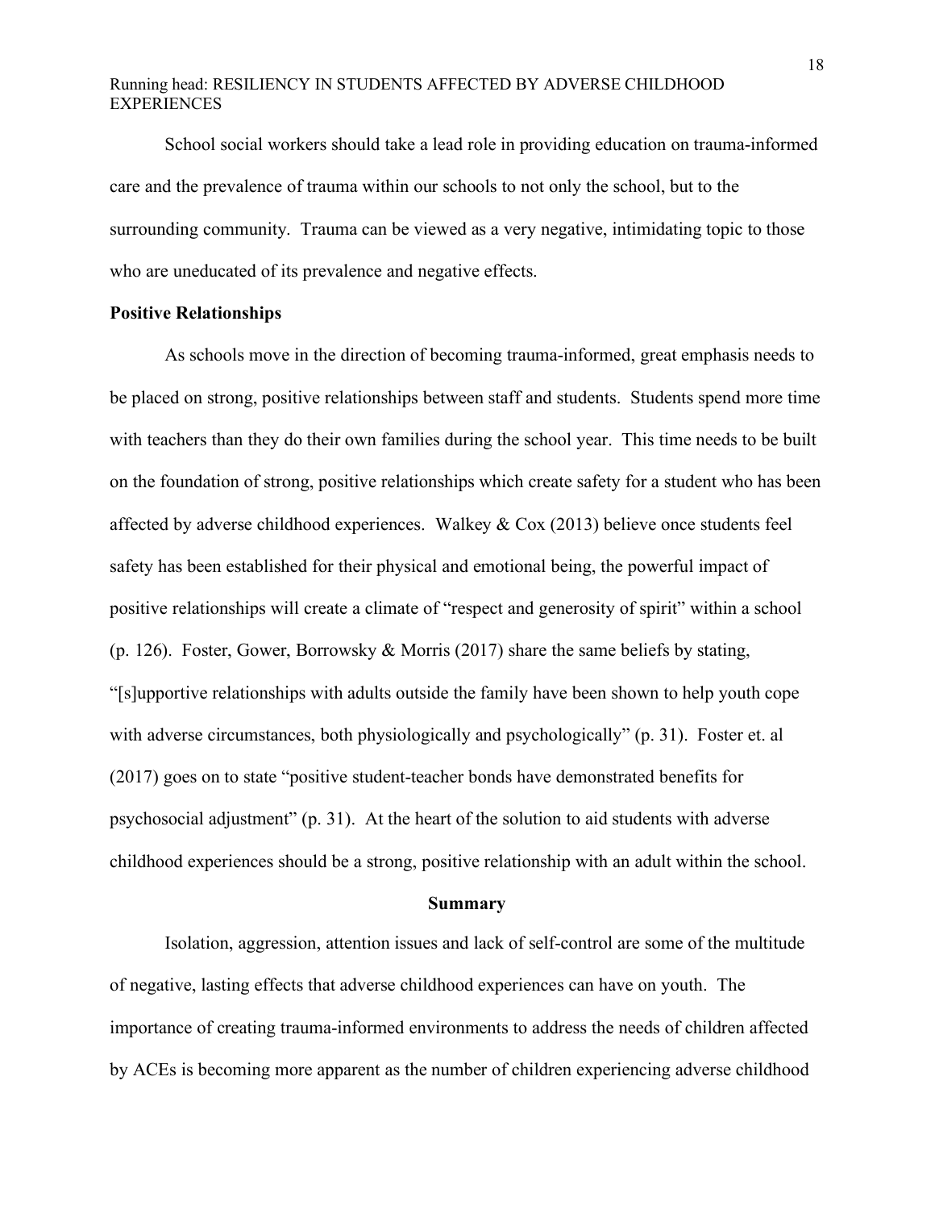School social workers should take a lead role in providing education on trauma-informed care and the prevalence of trauma within our schools to not only the school, but to the surrounding community. Trauma can be viewed as a very negative, intimidating topic to those who are uneducated of its prevalence and negative effects.

**Positive Relationships**

As schools move in the direction of becoming trauma-informed, great emphasis needs to be placed on strong, positive relationships between staff and students. Students spend more time with teachers than they do their own families during the school year. This time needs to be built on the foundation of strong, positive relationships which create safety for a student who has been affected by adverse childhood experiences. Walkey & Cox (2013) believe once students feel safety has been established for their physical and emotional being, the powerful impact of positive relationships will create a climate of "respect and generosity of spirit" within a school (p. 126). Foster, Gower, Borrowsky & Morris (2017) share the same beliefs by stating, "[s]upportive relationships with adults outside the family have been shown to help youth cope with adverse circumstances, both physiologically and psychologically" (p. 31). Foster et. al (2017) goes on to state "positive student-teacher bonds have demonstrated benefits for psychosocial adjustment" (p. 31). At the heart of the solution to aid students with adverse childhood experiences should be a strong, positive relationship with an adult within the school.

## Summary

Isolation, aggression, attention issues and lack of self-control are some of the multitude of negative, lasting effects that adverse childhood experiences can have on youth. The importance of creating trauma-informed environments to address the needs of children affected by ACEs is becoming more apparent as the number of children experiencing adverse childhood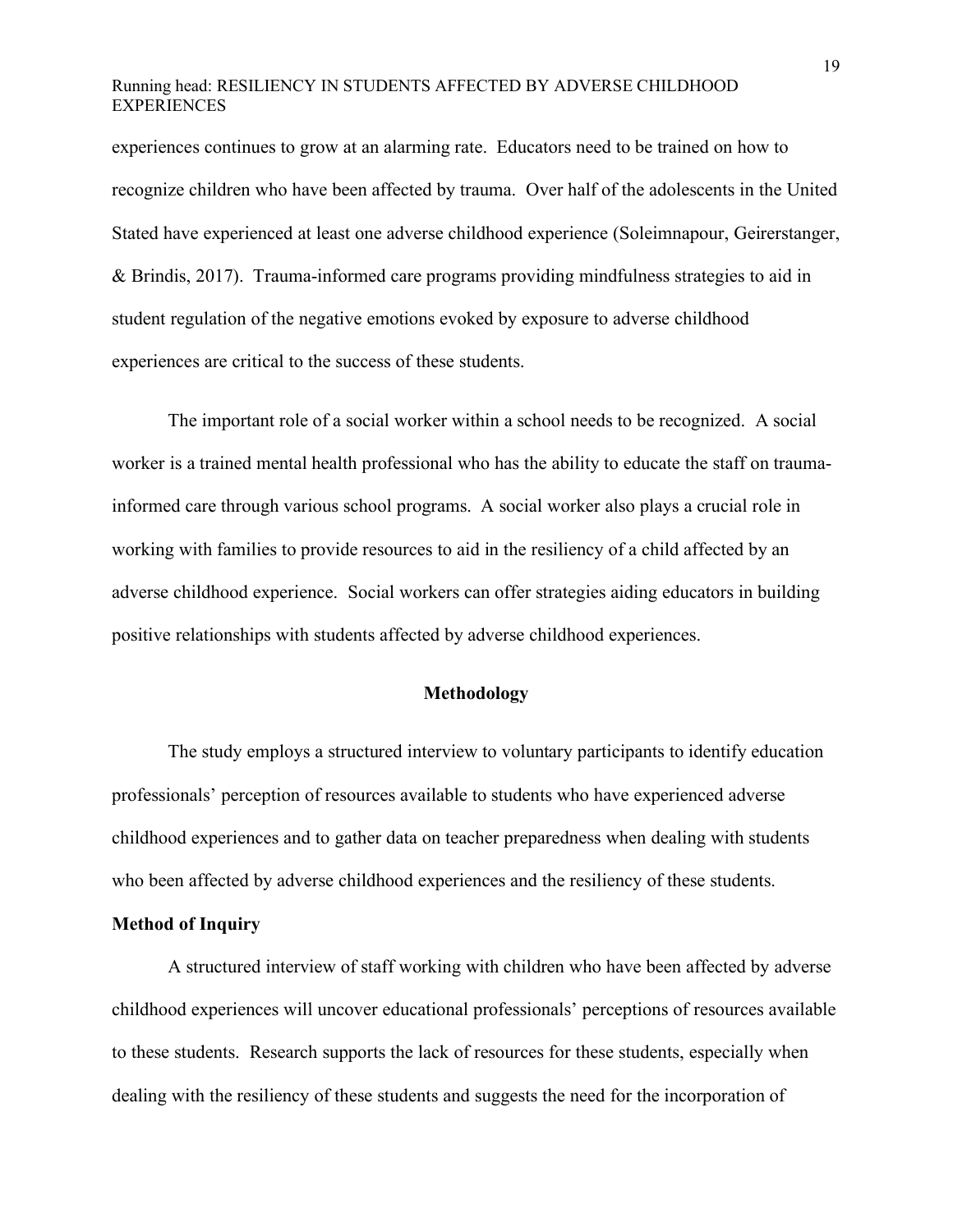experiences continues to grow at an alarming rate. Educators need to be trained on how to recognize children who have been affected by trauma. Over half of the adolescents in the United Stated have experienced at least one adverse childhood experience (Soleimnapour, Geirerstanger, & Brindis, 2017). Trauma-informed care programs providing mindfulness strategies to aid in student regulation of the negative emotions evoked by exposure to adverse childhood experiences are critical to the success of these students.

The important role of a social worker within a school needs to be recognized. A social worker is a trained mental health professional who has the ability to educate the staff on trauma-informed care through various school programs. A social worker also plays a crucial role in working with families to provide resources to aid in the resiliency of a child affected by an adverse childhood experience. Social workers can offer strategies aiding educators in building positive relationships with students affected by adverse childhood experiences.

## Methodology

The study employs a structured interview to voluntary participants to identify education professionals' perception of resources available to students who have experienced adverse childhood experiences and to gather data on teacher preparedness when dealing with students who been affected by adverse childhood experiences and the resiliency of these students.

### Method of Inquiry

A structured interview of staff working with children who have been affected by adverse childhood experiences will uncover educational professionals' perceptions of resources available to these students. Research supports the lack of resources for these students, especially when dealing with the resiliency of these students and suggests the need for the incorporation of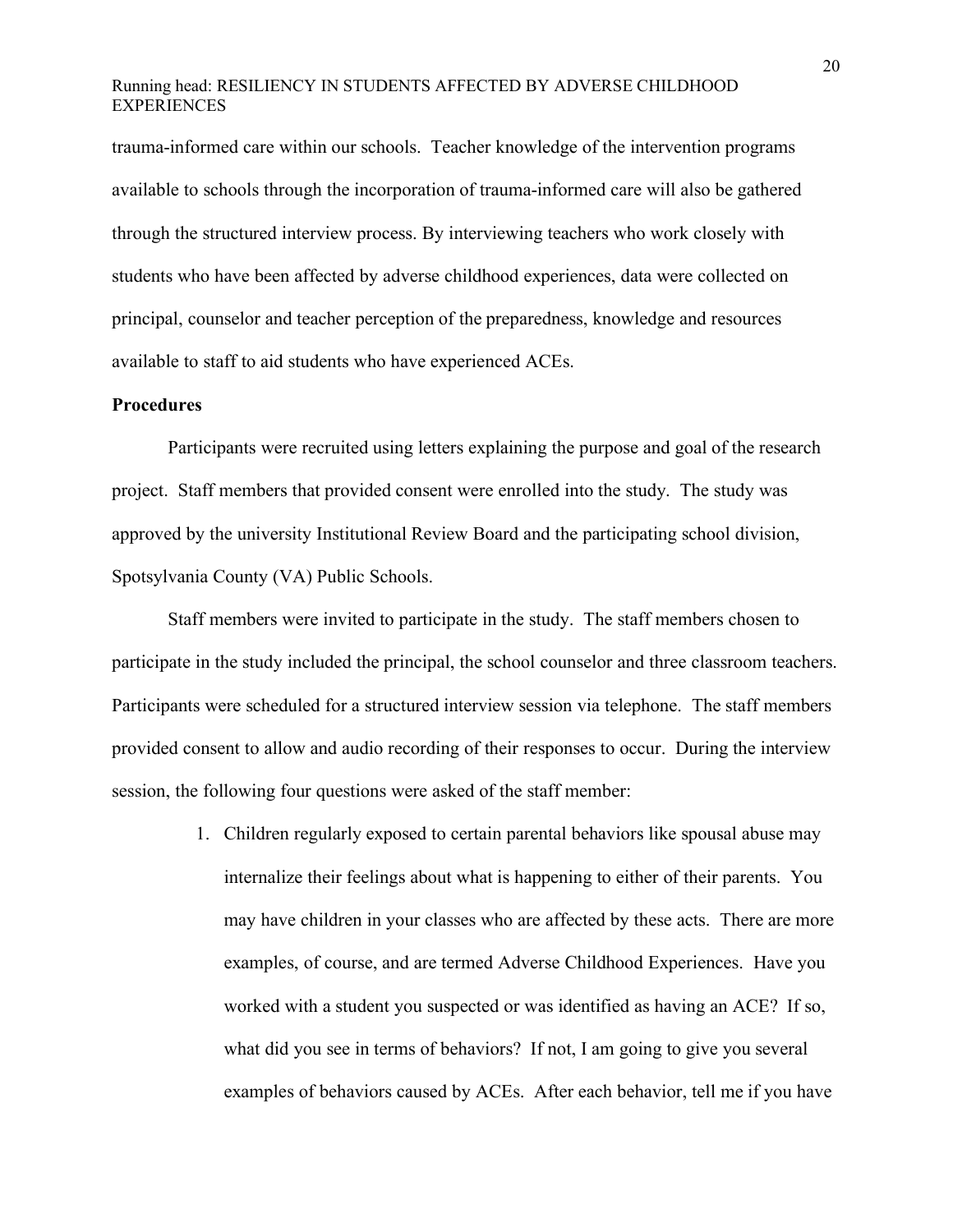trauma-informed care within our schools. Teacher knowledge of the intervention programs available to schools through the incorporation of trauma-informed care will also be gathered through the structured interview process. By interviewing teachers who work closely with students who have been affected by adverse childhood experiences, data were collected on principal, counselor and teacher perception of the preparedness, knowledge and resources available to staff to aid students who have experienced ACEs.

**Procedures**

Participants were recruited using letters explaining the purpose and goal of the research project. Staff members that provided consent were enrolled into the study. The study was approved by the university Institutional Review Board and the participating school division, Spotsylvania County (VA) Public Schools.

Staff members were invited to participate in the study. The staff members chosen to participate in the study included the principal, the school counselor and three classroom teachers. Participants were scheduled for a structured interview session via telephone. The staff members provided consent to allow and audio recording of their responses to occur. During the interview session, the following four questions were asked of the staff member:

1. Children regularly exposed to certain parental behaviors like spousal abuse may internalize their feelings about what is happening to either of their parents. You may have children in your classes who are affected by these acts. There are more examples, of course, and are termed Adverse Childhood Experiences. Have you worked with a student you suspected or was identified as having an ACE? If so, what did you see in terms of behaviors? If not, I am going to give you several examples of behaviors caused by ACEs. After each behavior, tell me if you have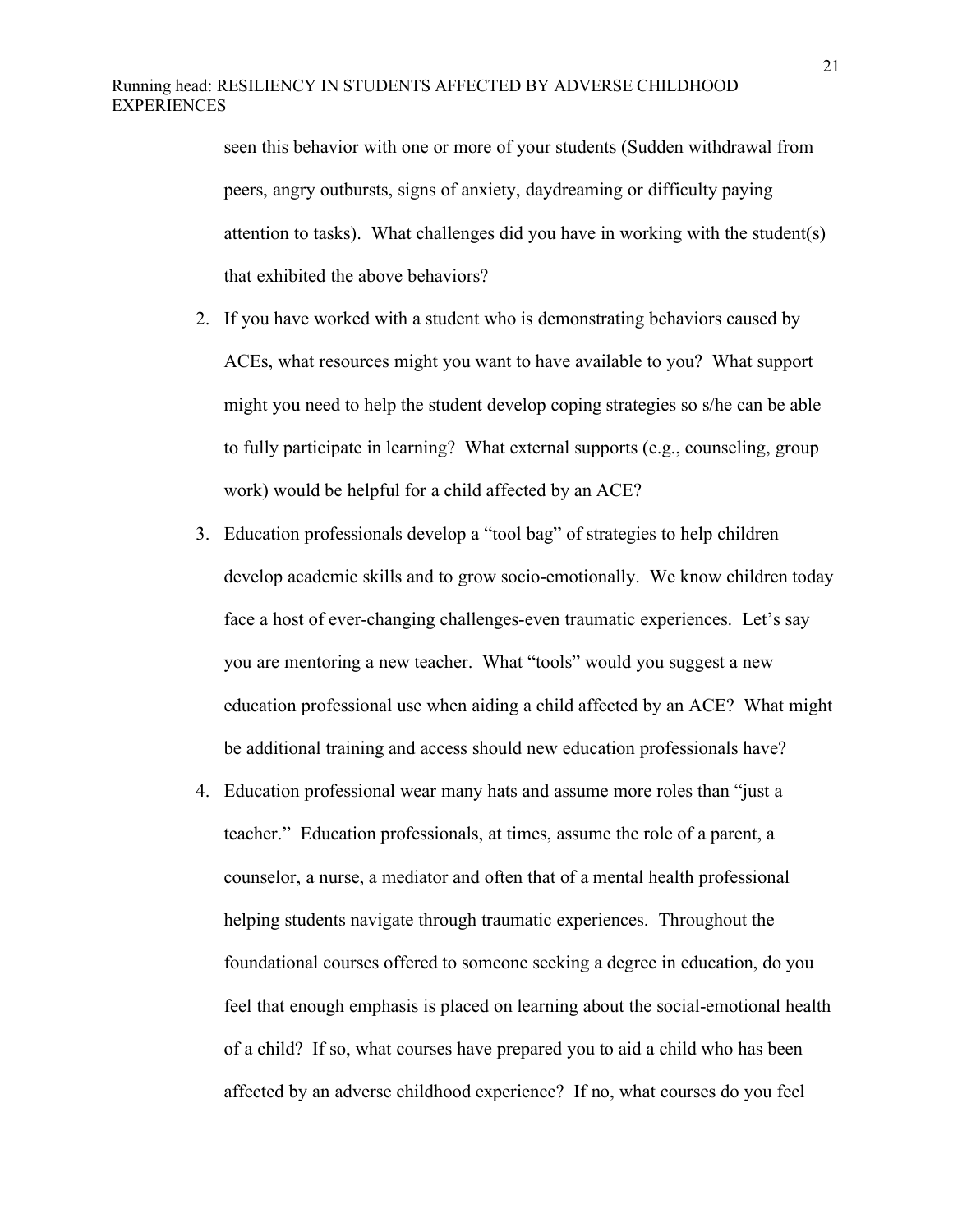seen this behavior with one or more of your students (Sudden withdrawal from peers, angry outbursts, signs of anxiety, daydreaming or difficulty paying attention to tasks). What challenges did you have in working with the student(s) that exhibited the above behaviors?

2. If you have worked with a student who is demonstrating behaviors caused by ACEs, what resources might you want to have available to you? What support might you need to help the student develop coping strategies so s/he can be able to fully participate in learning? What external supports (e.g., counseling, group work) would be helpful for a child affected by an ACE?
3. Education professionals develop a "tool bag" of strategies to help children develop academic skills and to grow socio-emotionally. We know children today face a host of ever-changing challenges-even traumatic experiences. Let's say you are mentoring a new teacher. What "tools" would you suggest a new education professional use when aiding a child affected by an ACE? What might be additional training and access should new education professionals have?
4. Education professional wear many hats and assume more roles than "just a teacher." Education professionals, at times, assume the role of a parent, a counselor, a nurse, a mediator and often that of a mental health professional helping students navigate through traumatic experiences. Throughout the foundational courses offered to someone seeking a degree in education, do you feel that enough emphasis is placed on learning about the social-emotional health of a child? If so, what courses have prepared you to aid a child who has been affected by an adverse childhood experience? If no, what courses do you feel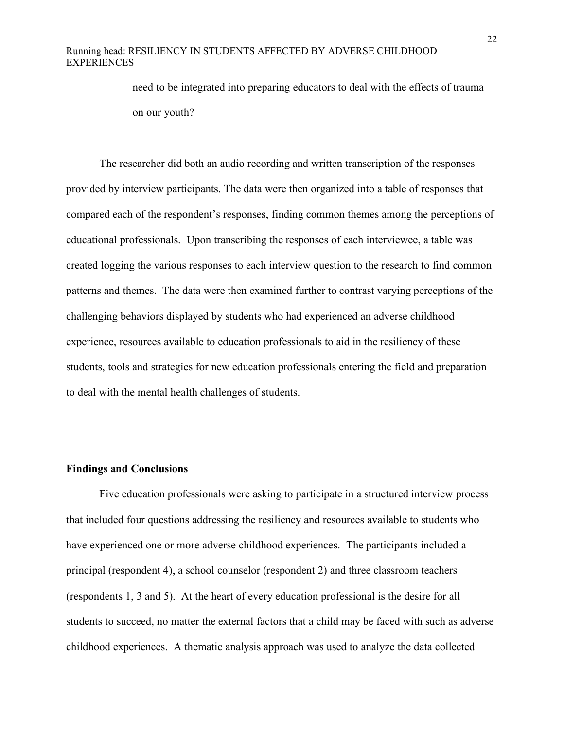need to be integrated into preparing educators to deal with the effects of trauma on our youth?

The researcher did both an audio recording and written transcription of the responses provided by interview participants. The data were then organized into a table of responses that compared each of the respondent's responses, finding common themes among the perceptions of educational professionals. Upon transcribing the responses of each interviewee, a table was created logging the various responses to each interview question to the research to find common patterns and themes. The data were then examined further to contrast varying perceptions of the challenging behaviors displayed by students who had experienced an adverse childhood experience, resources available to education professionals to aid in the resiliency of these students, tools and strategies for new education professionals entering the field and preparation to deal with the mental health challenges of students.

**Findings and Conclusions**

Five education professionals were asking to participate in a structured interview process that included four questions addressing the resiliency and resources available to students who have experienced one or more adverse childhood experiences. The participants included a principal (respondent 4), a school counselor (respondent 2) and three classroom teachers (respondents 1, 3 and 5). At the heart of every education professional is the desire for all students to succeed, no matter the external factors that a child may be faced with such as adverse childhood experiences. A thematic analysis approach was used to analyze the data collected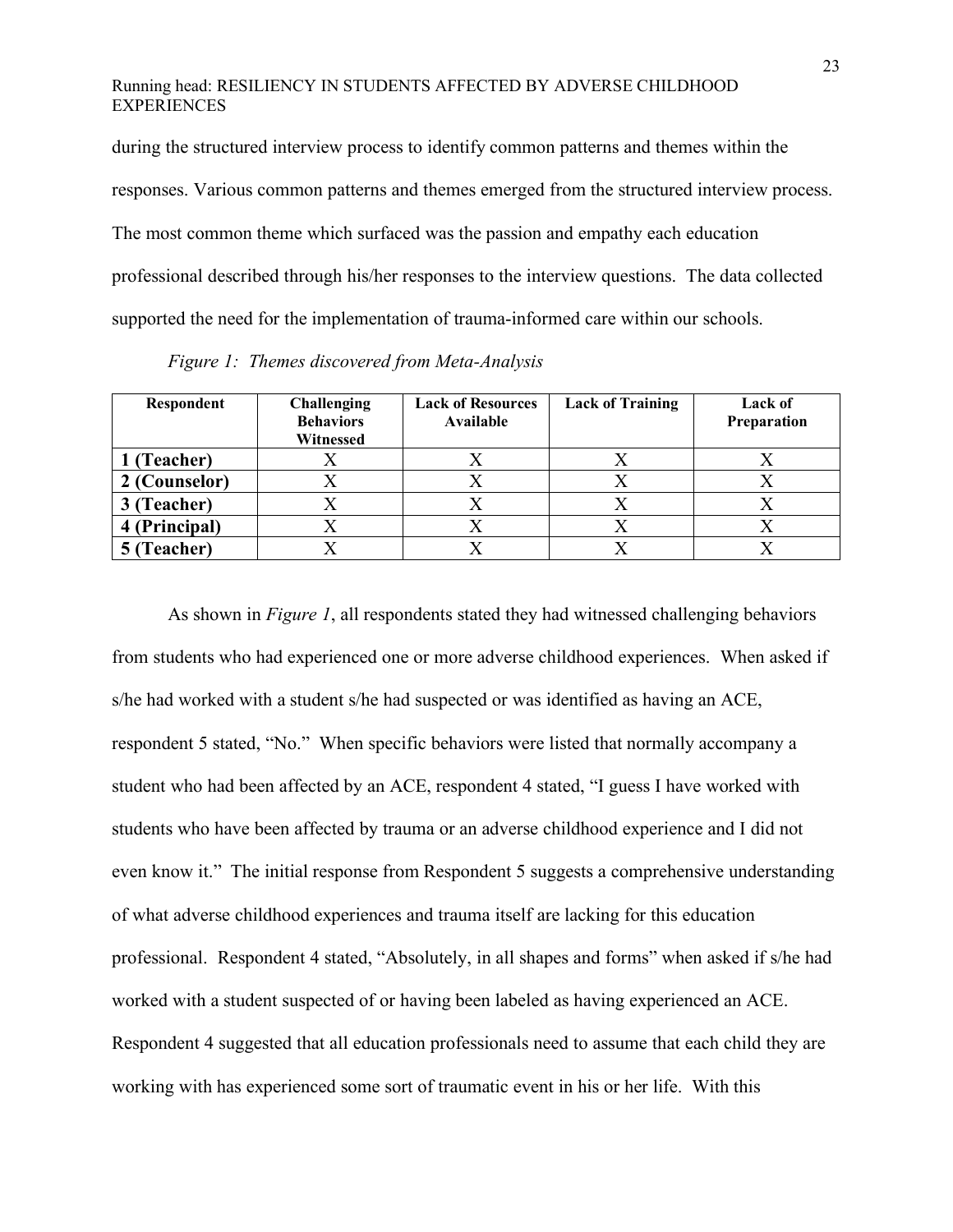during the structured interview process to identify common patterns and themes within the responses. Various common patterns and themes emerged from the structured interview process. The most common theme which surfaced was the passion and empathy each education professional described through his/her responses to the interview questions. The data collected supported the need for the implementation of trauma-informed care within our schools.

*Figure 1: Themes discovered from Meta-Analysis*

| Respondent | Challenging Behaviors Witnessed | Lack of Resources Available | Lack of Training | Lack of Preparation |
|---|---|---|---|---|
| **1 (Teacher)** | X | X | X | X |
| **2 (Counselor)** | X | X | X | X |
| **3 (Teacher)** | X | X | X | X |
| **4 (Principal)** | X | X | X | X |
| **5 (Teacher)** | X | X | X | X |

As shown in *Figure 1*, all respondents stated they had witnessed challenging behaviors from students who had experienced one or more adverse childhood experiences. When asked if s/he had worked with a student s/he had suspected or was identified as having an ACE, respondent 5 stated, "No." When specific behaviors were listed that normally accompany a student who had been affected by an ACE, respondent 4 stated, "I guess I have worked with students who have been affected by trauma or an adverse childhood experience and I did not even know it." The initial response from Respondent 5 suggests a comprehensive understanding of what adverse childhood experiences and trauma itself are lacking for this education professional. Respondent 4 stated, "Absolutely, in all shapes and forms" when asked if s/he had worked with a student suspected of or having been labeled as having experienced an ACE. Respondent 4 suggested that all education professionals need to assume that each child they are working with has experienced some sort of traumatic event in his or her life. With this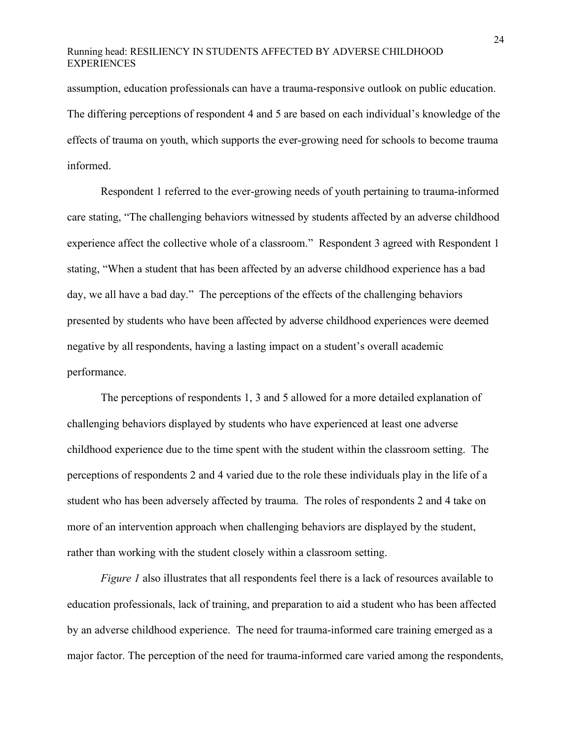assumption, education professionals can have a trauma-responsive outlook on public education. The differing perceptions of respondent 4 and 5 are based on each individual's knowledge of the effects of trauma on youth, which supports the ever-growing need for schools to become trauma informed.

Respondent 1 referred to the ever-growing needs of youth pertaining to trauma-informed care stating, "The challenging behaviors witnessed by students affected by an adverse childhood experience affect the collective whole of a classroom." Respondent 3 agreed with Respondent 1 stating, "When a student that has been affected by an adverse childhood experience has a bad day, we all have a bad day." The perceptions of the effects of the challenging behaviors presented by students who have been affected by adverse childhood experiences were deemed negative by all respondents, having a lasting impact on a student's overall academic performance.

The perceptions of respondents 1, 3 and 5 allowed for a more detailed explanation of challenging behaviors displayed by students who have experienced at least one adverse childhood experience due to the time spent with the student within the classroom setting. The perceptions of respondents 2 and 4 varied due to the role these individuals play in the life of a student who has been adversely affected by trauma. The roles of respondents 2 and 4 take on more of an intervention approach when challenging behaviors are displayed by the student, rather than working with the student closely within a classroom setting.

*Figure 1* also illustrates that all respondents feel there is a lack of resources available to education professionals, lack of training, and preparation to aid a student who has been affected by an adverse childhood experience. The need for trauma-informed care training emerged as a major factor. The perception of the need for trauma-informed care varied among the respondents,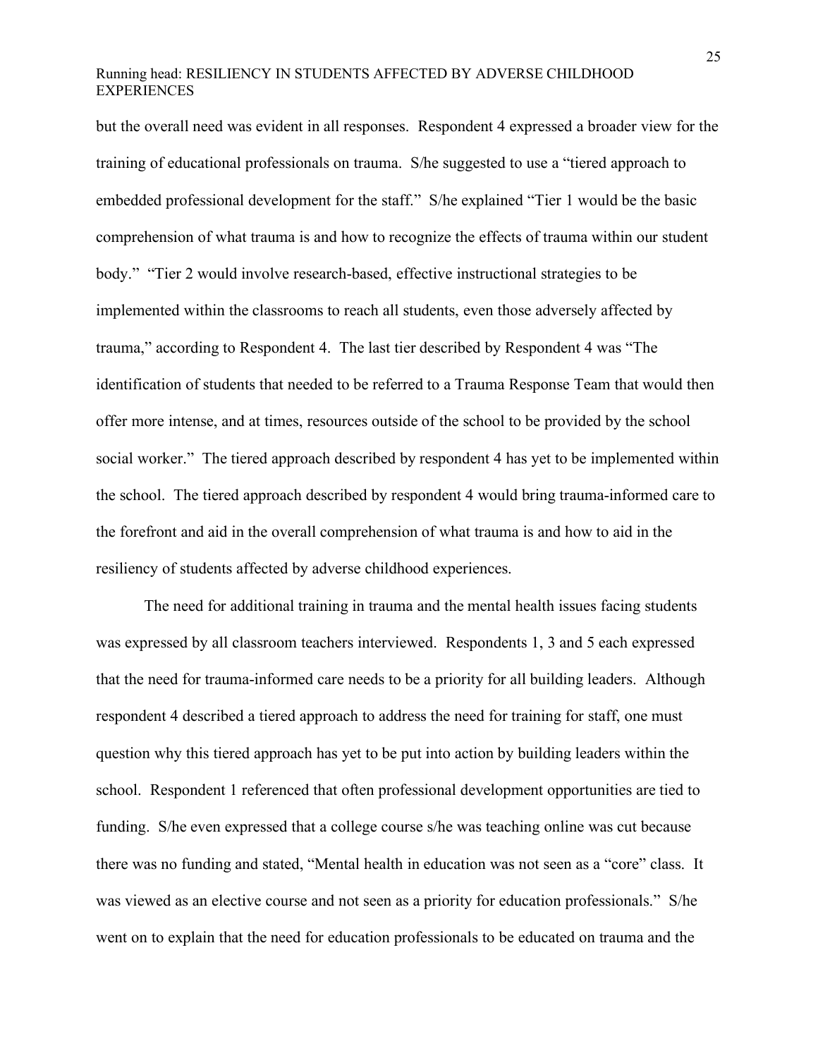but the overall need was evident in all responses. Respondent 4 expressed a broader view for the training of educational professionals on trauma. S/he suggested to use a "tiered approach to embedded professional development for the staff." S/he explained "Tier 1 would be the basic comprehension of what trauma is and how to recognize the effects of trauma within our student body." "Tier 2 would involve research-based, effective instructional strategies to be implemented within the classrooms to reach all students, even those adversely affected by trauma," according to Respondent 4. The last tier described by Respondent 4 was "The identification of students that needed to be referred to a Trauma Response Team that would then offer more intense, and at times, resources outside of the school to be provided by the school social worker." The tiered approach described by respondent 4 has yet to be implemented within the school. The tiered approach described by respondent 4 would bring trauma-informed care to the forefront and aid in the overall comprehension of what trauma is and how to aid in the resiliency of students affected by adverse childhood experiences.

The need for additional training in trauma and the mental health issues facing students was expressed by all classroom teachers interviewed. Respondents 1, 3 and 5 each expressed that the need for trauma-informed care needs to be a priority for all building leaders. Although respondent 4 described a tiered approach to address the need for training for staff, one must question why this tiered approach has yet to be put into action by building leaders within the school. Respondent 1 referenced that often professional development opportunities are tied to funding. S/he even expressed that a college course s/he was teaching online was cut because there was no funding and stated, "Mental health in education was not seen as a "core" class. It was viewed as an elective course and not seen as a priority for education professionals." S/he went on to explain that the need for education professionals to be educated on trauma and the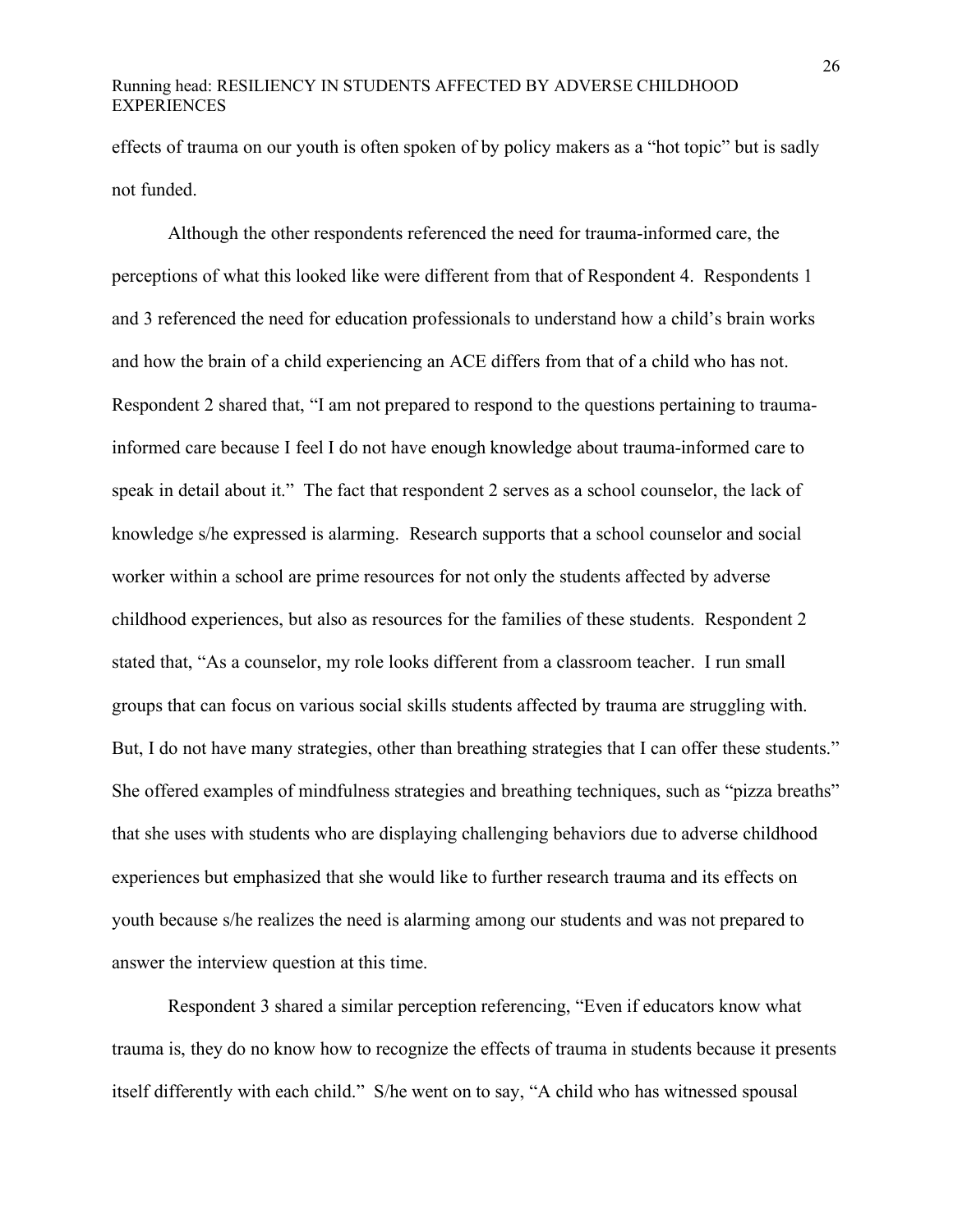effects of trauma on our youth is often spoken of by policy makers as a "hot topic" but is sadly not funded.

Although the other respondents referenced the need for trauma-informed care, the perceptions of what this looked like were different from that of Respondent 4. Respondents 1 and 3 referenced the need for education professionals to understand how a child's brain works and how the brain of a child experiencing an ACE differs from that of a child who has not. Respondent 2 shared that, "I am not prepared to respond to the questions pertaining to trauma-informed care because I feel I do not have enough knowledge about trauma-informed care to speak in detail about it." The fact that respondent 2 serves as a school counselor, the lack of knowledge s/he expressed is alarming. Research supports that a school counselor and social worker within a school are prime resources for not only the students affected by adverse childhood experiences, but also as resources for the families of these students. Respondent 2 stated that, "As a counselor, my role looks different from a classroom teacher. I run small groups that can focus on various social skills students affected by trauma are struggling with. But, I do not have many strategies, other than breathing strategies that I can offer these students." She offered examples of mindfulness strategies and breathing techniques, such as "pizza breaths" that she uses with students who are displaying challenging behaviors due to adverse childhood experiences but emphasized that she would like to further research trauma and its effects on youth because s/he realizes the need is alarming among our students and was not prepared to answer the interview question at this time.

Respondent 3 shared a similar perception referencing, "Even if educators know what trauma is, they do no know how to recognize the effects of trauma in students because it presents itself differently with each child." S/he went on to say, "A child who has witnessed spousal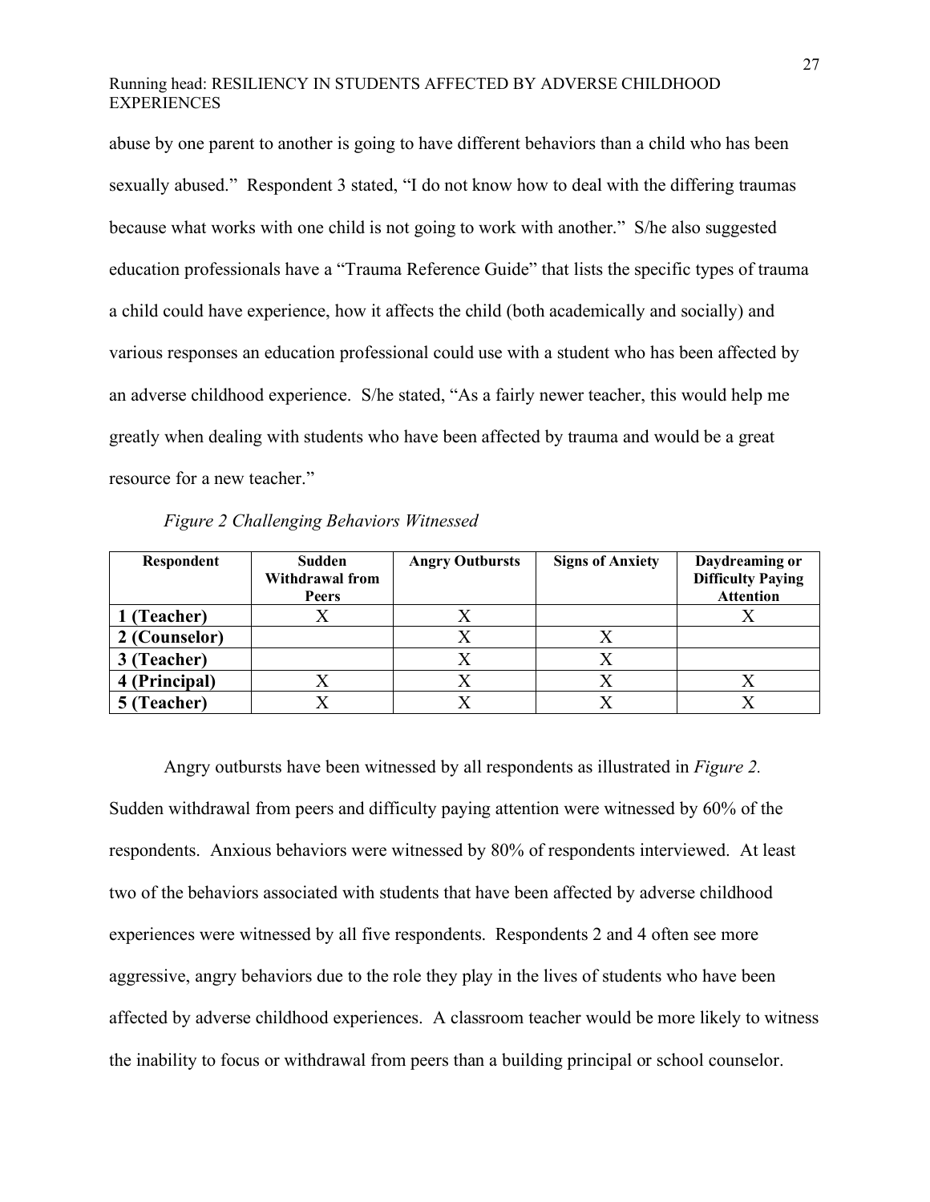abuse by one parent to another is going to have different behaviors than a child who has been sexually abused." Respondent 3 stated, "I do not know how to deal with the differing traumas because what works with one child is not going to work with another." S/he also suggested education professionals have a "Trauma Reference Guide" that lists the specific types of trauma a child could have experience, how it affects the child (both academically and socially) and various responses an education professional could use with a student who has been affected by an adverse childhood experience. S/he stated, "As a fairly newer teacher, this would help me greatly when dealing with students who have been affected by trauma and would be a great resource for a new teacher."

*Figure 2 Challenging Behaviors Witnessed*

| Respondent | Sudden Withdrawal from Peers | Angry Outbursts | Signs of Anxiety | Daydreaming or Difficulty Paying Attention |
|---|---|---|---|---|
| **1 (Teacher)** | X | X | | X |
| **2 (Counselor)** | | X | X | |
| **3 (Teacher)** | | X | X | |
| **4 (Principal)** | X | X | X | X |
| **5 (Teacher)** | X | X | X | X |

Angry outbursts have been witnessed by all respondents as illustrated in *Figure 2.* Sudden withdrawal from peers and difficulty paying attention were witnessed by 60% of the respondents. Anxious behaviors were witnessed by 80% of respondents interviewed. At least two of the behaviors associated with students that have been affected by adverse childhood experiences were witnessed by all five respondents. Respondents 2 and 4 often see more aggressive, angry behaviors due to the role they play in the lives of students who have been affected by adverse childhood experiences. A classroom teacher would be more likely to witness the inability to focus or withdrawal from peers than a building principal or school counselor.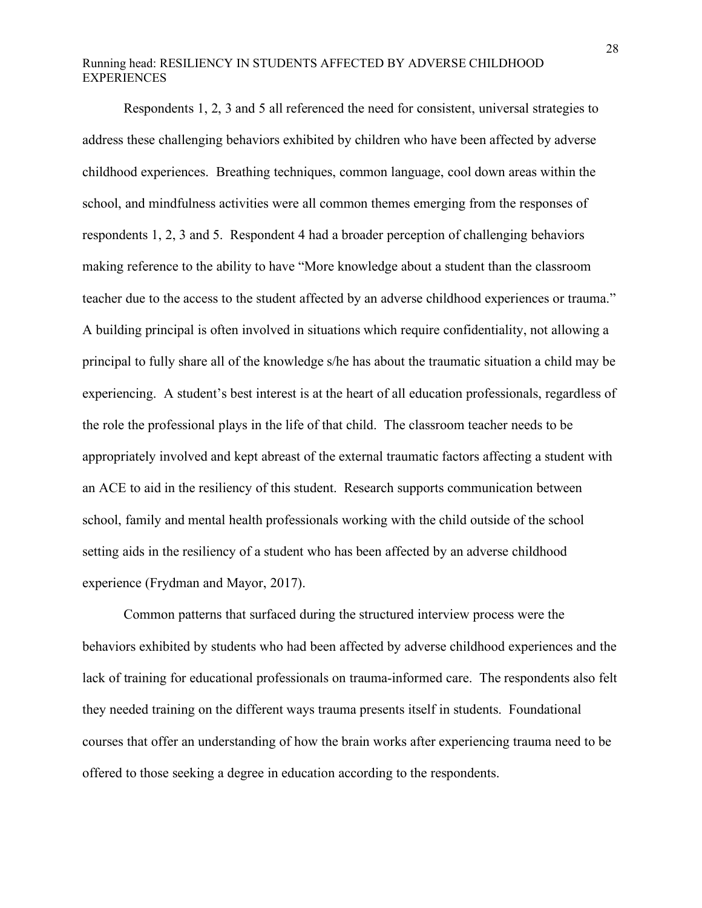Respondents 1, 2, 3 and 5 all referenced the need for consistent, universal strategies to address these challenging behaviors exhibited by children who have been affected by adverse childhood experiences. Breathing techniques, common language, cool down areas within the school, and mindfulness activities were all common themes emerging from the responses of respondents 1, 2, 3 and 5. Respondent 4 had a broader perception of challenging behaviors making reference to the ability to have "More knowledge about a student than the classroom teacher due to the access to the student affected by an adverse childhood experiences or trauma." A building principal is often involved in situations which require confidentiality, not allowing a principal to fully share all of the knowledge s/he has about the traumatic situation a child may be experiencing. A student's best interest is at the heart of all education professionals, regardless of the role the professional plays in the life of that child. The classroom teacher needs to be appropriately involved and kept abreast of the external traumatic factors affecting a student with an ACE to aid in the resiliency of this student. Research supports communication between school, family and mental health professionals working with the child outside of the school setting aids in the resiliency of a student who has been affected by an adverse childhood experience (Frydman and Mayor, 2017).

Common patterns that surfaced during the structured interview process were the behaviors exhibited by students who had been affected by adverse childhood experiences and the lack of training for educational professionals on trauma-informed care. The respondents also felt they needed training on the different ways trauma presents itself in students. Foundational courses that offer an understanding of how the brain works after experiencing trauma need to be offered to those seeking a degree in education according to the respondents.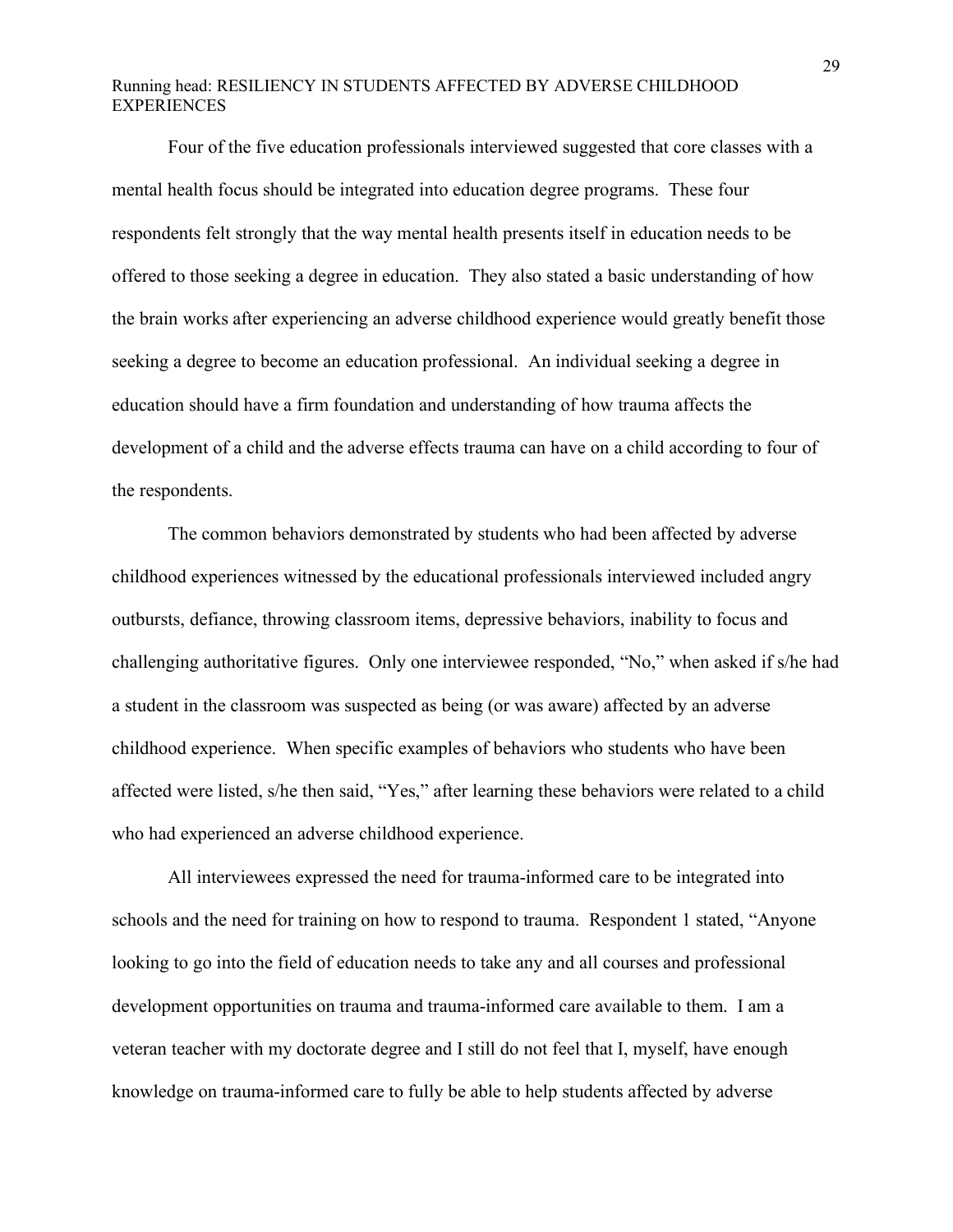Four of the five education professionals interviewed suggested that core classes with a mental health focus should be integrated into education degree programs. These four respondents felt strongly that the way mental health presents itself in education needs to be offered to those seeking a degree in education. They also stated a basic understanding of how the brain works after experiencing an adverse childhood experience would greatly benefit those seeking a degree to become an education professional. An individual seeking a degree in education should have a firm foundation and understanding of how trauma affects the development of a child and the adverse effects trauma can have on a child according to four of the respondents.

The common behaviors demonstrated by students who had been affected by adverse childhood experiences witnessed by the educational professionals interviewed included angry outbursts, defiance, throwing classroom items, depressive behaviors, inability to focus and challenging authoritative figures. Only one interviewee responded, "No," when asked if s/he had a student in the classroom was suspected as being (or was aware) affected by an adverse childhood experience. When specific examples of behaviors who students who have been affected were listed, s/he then said, "Yes," after learning these behaviors were related to a child who had experienced an adverse childhood experience.

All interviewees expressed the need for trauma-informed care to be integrated into schools and the need for training on how to respond to trauma. Respondent 1 stated, "Anyone looking to go into the field of education needs to take any and all courses and professional development opportunities on trauma and trauma-informed care available to them. I am a veteran teacher with my doctorate degree and I still do not feel that I, myself, have enough knowledge on trauma-informed care to fully be able to help students affected by adverse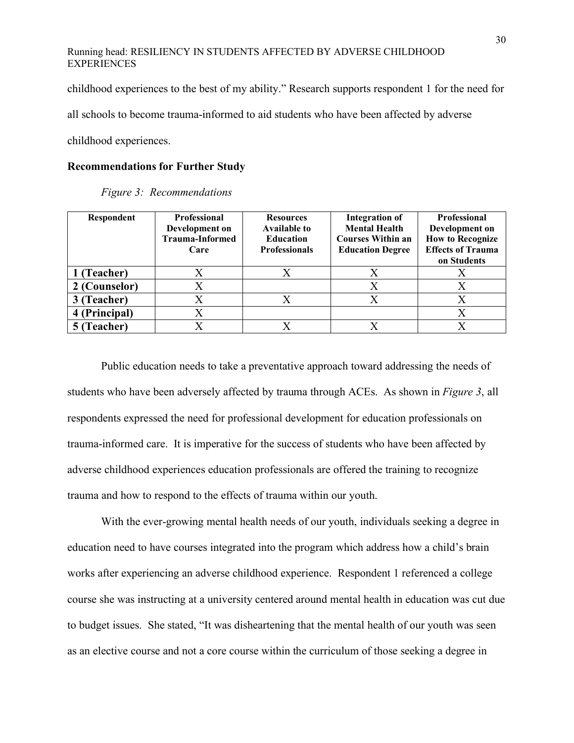childhood experiences to the best of my ability." Research supports respondent 1 for the need for all schools to become trauma-informed to aid students who have been affected by adverse childhood experiences.

## Recommendations for Further Study

*Figure 3: Recommendations*

| Respondent | Professional Development on Trauma-Informed Care | Resources Available to Education Professionals | Integration of Mental Health Courses Within an Education Degree | Professional Development on How to Recognize Effects of Trauma on Students |
|---|---|---|---|---|
| 1 (Teacher) | X | X | X | X |
| 2 (Counselor) | X | | X | X |
| 3 (Teacher) | X | X | X | X |
| 4 (Principal) | X | | | X |
| 5 (Teacher) | X | X | X | X |

Public education needs to take a preventative approach toward addressing the needs of students who have been adversely affected by trauma through ACEs. As shown in *Figure 3*, all respondents expressed the need for professional development for education professionals on trauma-informed care. It is imperative for the success of students who have been affected by adverse childhood experiences education professionals are offered the training to recognize trauma and how to respond to the effects of trauma within our youth.

With the ever-growing mental health needs of our youth, individuals seeking a degree in education need to have courses integrated into the program which address how a child's brain works after experiencing an adverse childhood experience. Respondent 1 referenced a college course she was instructing at a university centered around mental health in education was cut due to budget issues. She stated, "It was disheartening that the mental health of our youth was seen as an elective course and not a core course within the curriculum of those seeking a degree in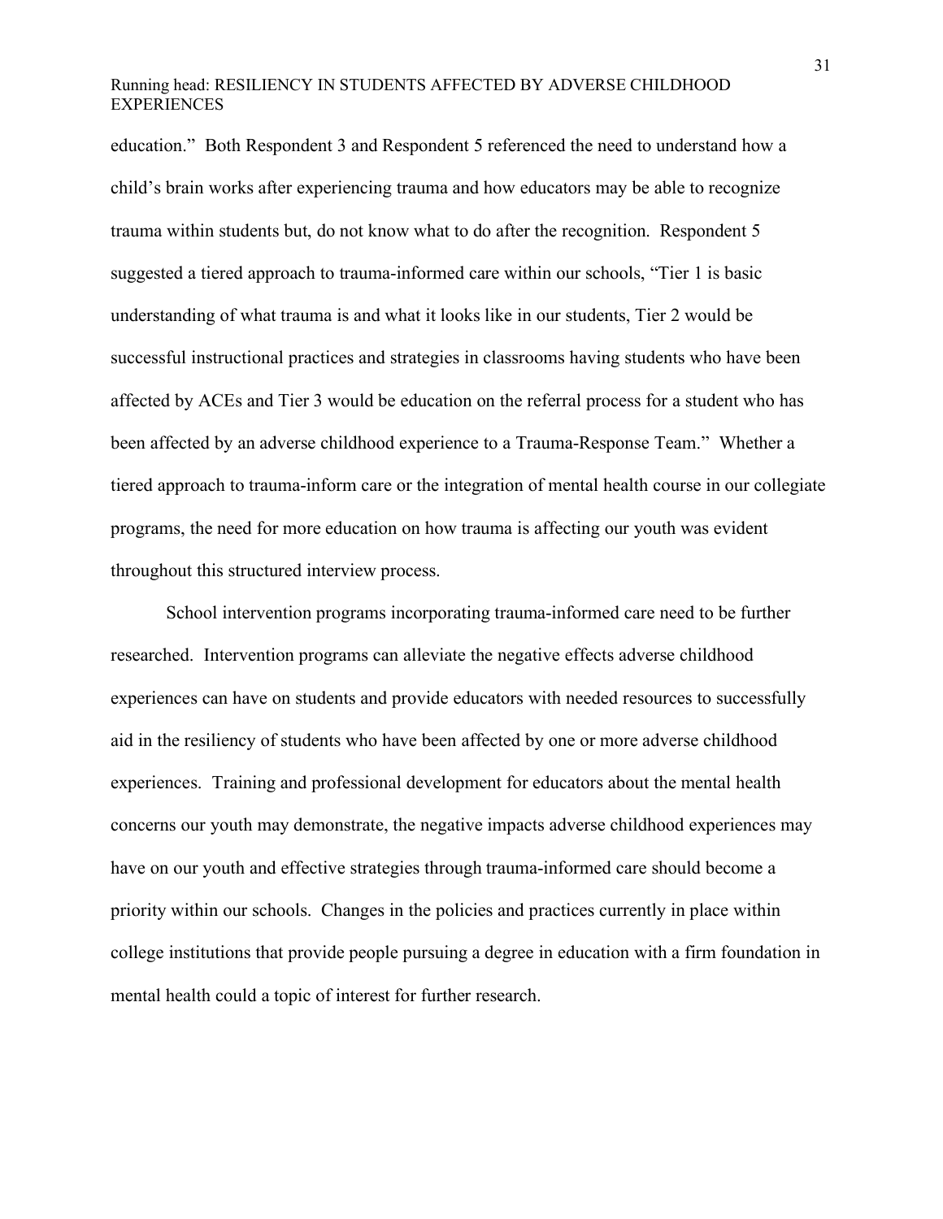education." Both Respondent 3 and Respondent 5 referenced the need to understand how a child's brain works after experiencing trauma and how educators may be able to recognize trauma within students but, do not know what to do after the recognition. Respondent 5 suggested a tiered approach to trauma-informed care within our schools, "Tier 1 is basic understanding of what trauma is and what it looks like in our students, Tier 2 would be successful instructional practices and strategies in classrooms having students who have been affected by ACEs and Tier 3 would be education on the referral process for a student who has been affected by an adverse childhood experience to a Trauma-Response Team." Whether a tiered approach to trauma-inform care or the integration of mental health course in our collegiate programs, the need for more education on how trauma is affecting our youth was evident throughout this structured interview process.

School intervention programs incorporating trauma-informed care need to be further researched. Intervention programs can alleviate the negative effects adverse childhood experiences can have on students and provide educators with needed resources to successfully aid in the resiliency of students who have been affected by one or more adverse childhood experiences. Training and professional development for educators about the mental health concerns our youth may demonstrate, the negative impacts adverse childhood experiences may have on our youth and effective strategies through trauma-informed care should become a priority within our schools. Changes in the policies and practices currently in place within college institutions that provide people pursuing a degree in education with a firm foundation in mental health could a topic of interest for further research.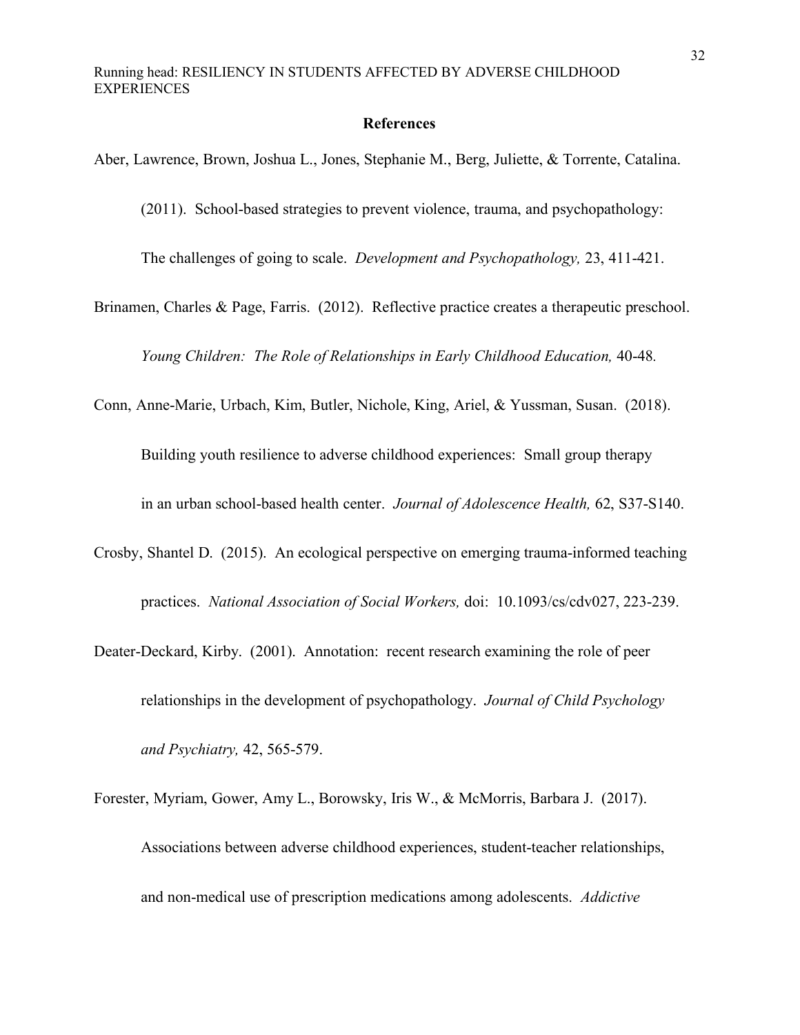# References

Aber, Lawrence, Brown, Joshua L., Jones, Stephanie M., Berg, Juliette, & Torrente, Catalina. (2011). School-based strategies to prevent violence, trauma, and psychopathology: The challenges of going to scale. *Development and Psychopathology,* 23, 411-421.

Brinamen, Charles & Page, Farris. (2012). Reflective practice creates a therapeutic preschool. *Young Children: The Role of Relationships in Early Childhood Education,* 40-48.

Conn, Anne-Marie, Urbach, Kim, Butler, Nichole, King, Ariel, & Yussman, Susan. (2018). Building youth resilience to adverse childhood experiences: Small group therapy in an urban school-based health center. *Journal of Adolescence Health,* 62, S37-S140.

Crosby, Shantel D. (2015). An ecological perspective on emerging trauma-informed teaching practices. *National Association of Social Workers,* doi: 10.1093/cs/cdv027, 223-239.

Deater-Deckard, Kirby. (2001). Annotation: recent research examining the role of peer relationships in the development of psychopathology. *Journal of Child Psychology and Psychiatry,* 42, 565-579.

Forester, Myriam, Gower, Amy L., Borowsky, Iris W., & McMorris, Barbara J. (2017). Associations between adverse childhood experiences, student-teacher relationships, and non-medical use of prescription medications among adolescents. *Addictive*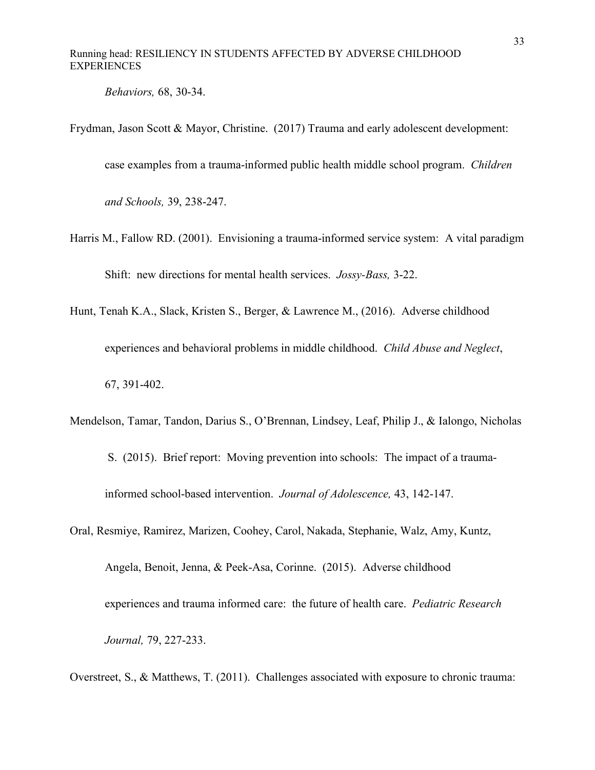*Behaviors,* 68, 30-34.

Frydman, Jason Scott & Mayor, Christine. (2017) Trauma and early adolescent development: case examples from a trauma-informed public health middle school program. *Children and Schools,* 39, 238-247.

Harris M., Fallow RD. (2001). Envisioning a trauma-informed service system: A vital paradigm Shift: new directions for mental health services. *Jossy-Bass,* 3-22.

Hunt, Tenah K.A., Slack, Kristen S., Berger, & Lawrence M., (2016). Adverse childhood experiences and behavioral problems in middle childhood. *Child Abuse and Neglect*, 67, 391-402.

Mendelson, Tamar, Tandon, Darius S., O'Brennan, Lindsey, Leaf, Philip J., & Ialongo, Nicholas S. (2015). Brief report: Moving prevention into schools: The impact of a trauma-informed school-based intervention. *Journal of Adolescence,* 43, 142-147.

Oral, Resmiye, Ramirez, Marizen, Coohey, Carol, Nakada, Stephanie, Walz, Amy, Kuntz, Angela, Benoit, Jenna, & Peek-Asa, Corinne. (2015). Adverse childhood experiences and trauma informed care: the future of health care. *Pediatric Research Journal,* 79, 227-233.

Overstreet, S., & Matthews, T. (2011). Challenges associated with exposure to chronic trauma: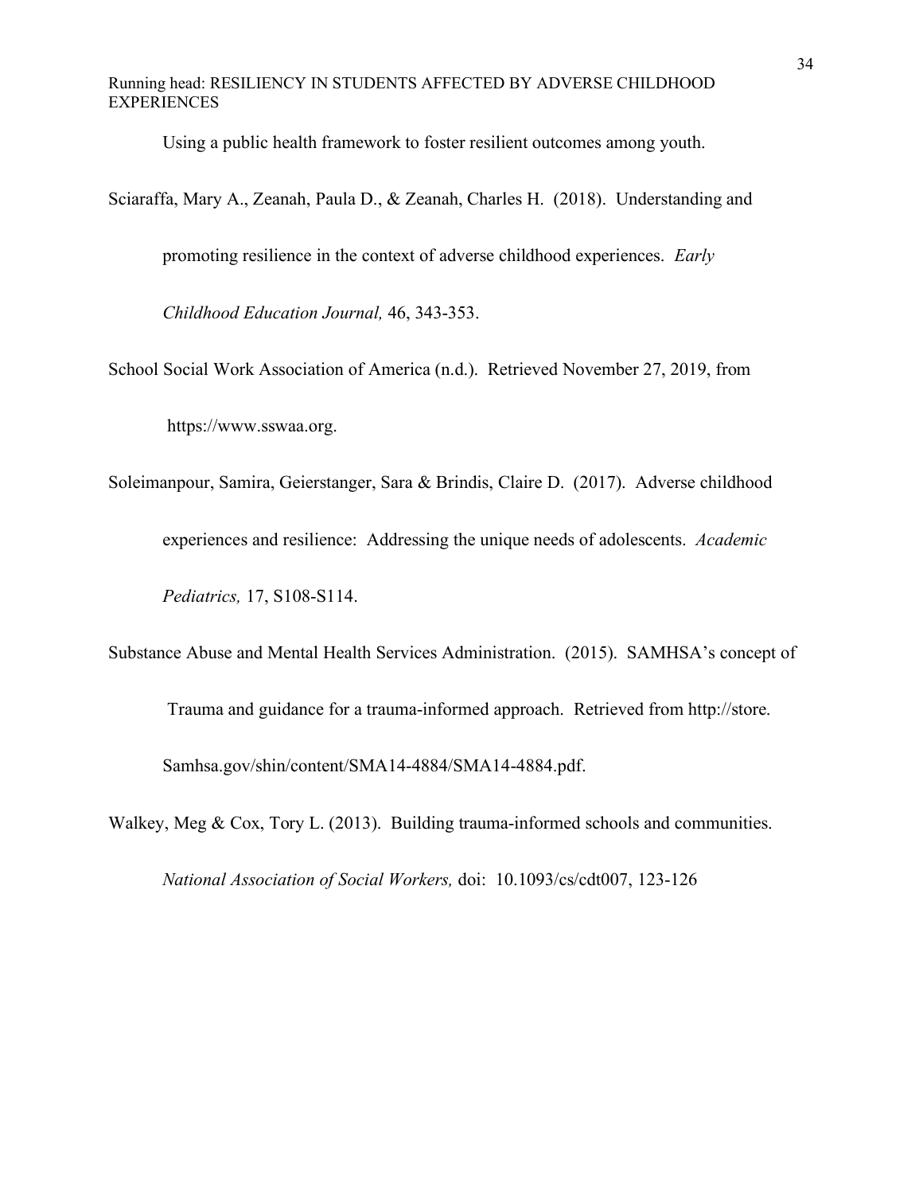Using a public health framework to foster resilient outcomes among youth.

Sciaraffa, Mary A., Zeanah, Paula D., & Zeanah, Charles H. (2018). Understanding and promoting resilience in the context of adverse childhood experiences. *Early Childhood Education Journal,* 46, 343-353.

School Social Work Association of America (n.d.). Retrieved November 27, 2019, from https://www.sswaa.org.

Soleimanpour, Samira, Geierstanger, Sara & Brindis, Claire D. (2017). Adverse childhood experiences and resilience: Addressing the unique needs of adolescents. *Academic Pediatrics,* 17, S108-S114.

Substance Abuse and Mental Health Services Administration. (2015). SAMHSA's concept of Trauma and guidance for a trauma-informed approach. Retrieved from http://store. Samhsa.gov/shin/content/SMA14-4884/SMA14-4884.pdf.

Walkey, Meg & Cox, Tory L. (2013). Building trauma-informed schools and communities. *National Association of Social Workers,* doi: 10.1093/cs/cdt007, 123-126